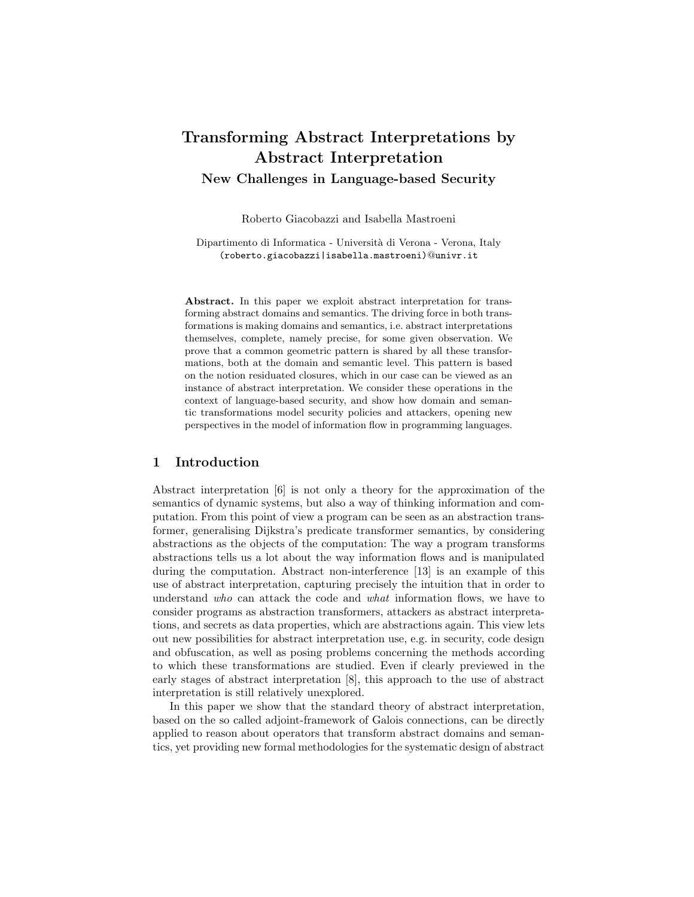# Transforming Abstract Interpretations by Abstract Interpretation

## New Challenges in Language-based Security

Roberto Giacobazzi and Isabella Mastroeni

Dipartimento di Informatica - Università di Verona - Verona, Italy
(roberto.giacobazzi|isabella.mastroeni)@univr.it

**Abstract.** In this paper we exploit abstract interpretation for transforming abstract domains and semantics. The driving force in both transformations is making domains and semantics, i.e. abstract interpretations themselves, complete, namely precise, for some given observation. We prove that a common geometric pattern is shared by all these transformations, both at the domain and semantic level. This pattern is based on the notion residuated closures, which in our case can be viewed as an instance of abstract interpretation. We consider these operations in the context of language-based security, and show how domain and semantic transformations model security policies and attackers, opening new perspectives in the model of information flow in programming languages.

## 1 Introduction

Abstract interpretation [6] is not only a theory for the approximation of the semantics of dynamic systems, but also a way of thinking information and computation. From this point of view a program can be seen as an abstraction transformer, generalising Dijkstra's predicate transformer semantics, by considering abstractions as the objects of the computation: The way a program transforms abstractions tells us a lot about the way information flows and is manipulated during the computation. Abstract non-interference [13] is an example of this use of abstract interpretation, capturing precisely the intuition that in order to understand *who* can attack the code and *what* information flows, we have to consider programs as abstraction transformers, attackers as abstract interpretations, and secrets as data properties, which are abstractions again. This view lets out new possibilities for abstract interpretation use, e.g. in security, code design and obfuscation, as well as posing problems concerning the methods according to which these transformations are studied. Even if clearly previewed in the early stages of abstract interpretation [8], this approach to the use of abstract interpretation is still relatively unexplored.

In this paper we show that the standard theory of abstract interpretation, based on the so called adjoint-framework of Galois connections, can be directly applied to reason about operators that transform abstract domains and semantics, yet providing new formal methodologies for the systematic design of abstract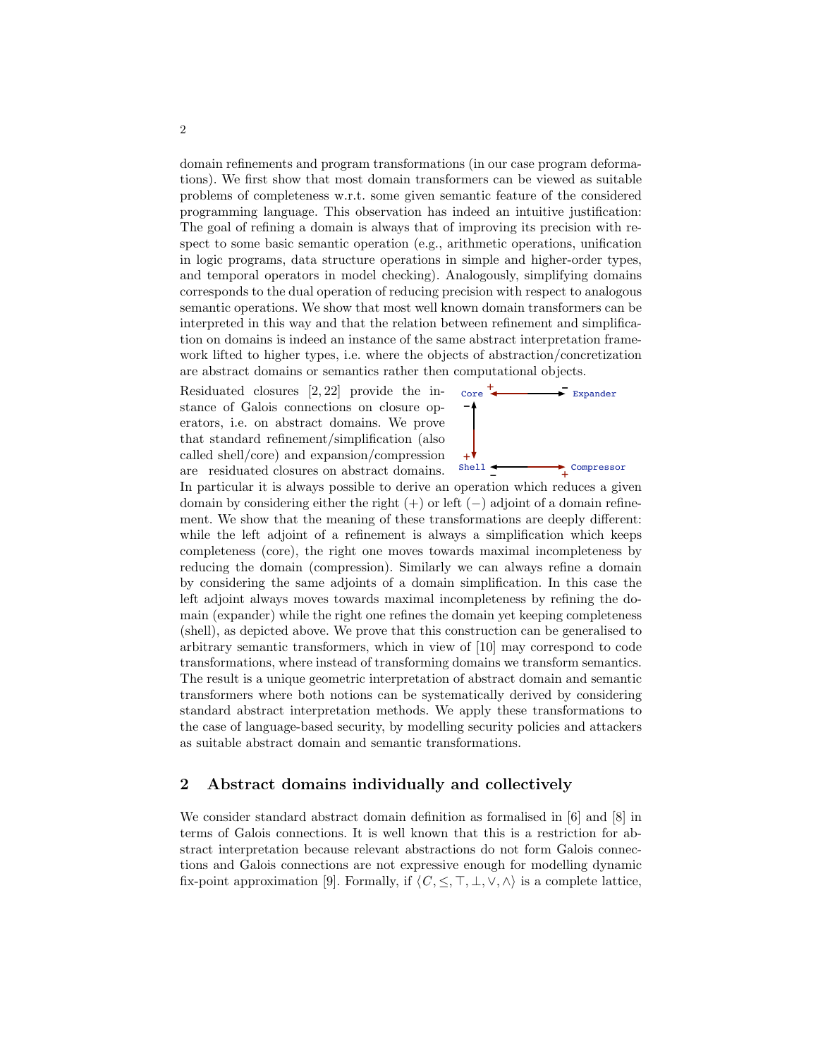domain refinements and program transformations (in our case program deformations). We first show that most domain transformers can be viewed as suitable problems of completeness w.r.t. some given semantic feature of the considered programming language. This observation has indeed an intuitive justification: The goal of refining a domain is always that of improving its precision with respect to some basic semantic operation (e.g., arithmetic operations, unification in logic programs, data structure operations in simple and higher-order types, and temporal operators in model checking). Analogously, simplifying domains corresponds to the dual operation of reducing precision with respect to analogous semantic operations. We show that most well known domain transformers can be interpreted in this way and that the relation between refinement and simplification on domains is indeed an instance of the same abstract interpretation framework lifted to higher types, i.e. where the objects of abstraction/concretization are abstract domains or semantics rather then computational objects.

Residuated closures [2, 22] provide the instance of Galois connections on closure operators, i.e. on abstract domains. We prove that standard refinement/simplification (also called shell/core) and expansion/compression are residuated closures on abstract domains.

```
Core +<-------------->- Expander
   -^
    |
   +v
Shell <-------------->+ Compressor
      -
```

In particular it is always possible to derive an operation which reduces a given domain by considering either the right (+) or left (−) adjoint of a domain refinement. We show that the meaning of these transformations are deeply different: while the left adjoint of a refinement is always a simplification which keeps completeness (core), the right one moves towards maximal incompleteness by reducing the domain (compression). Similarly we can always refine a domain by considering the same adjoints of a domain simplification. In this case the left adjoint always moves towards maximal incompleteness by refining the domain (expander) while the right one refines the domain yet keeping completeness (shell), as depicted above. We prove that this construction can be generalised to arbitrary semantic transformers, which in view of [10] may correspond to code transformations, where instead of transforming domains we transform semantics. The result is a unique geometric interpretation of abstract domain and semantic transformers where both notions can be systematically derived by considering standard abstract interpretation methods. We apply these transformations to the case of language-based security, by modelling security policies and attackers as suitable abstract domain and semantic transformations.

## 2 Abstract domains individually and collectively

We consider standard abstract domain definition as formalised in [6] and [8] in terms of Galois connections. It is well known that this is a restriction for abstract interpretation because relevant abstractions do not form Galois connections and Galois connections are not expressive enough for modelling dynamic fix-point approximation [9]. Formally, if $\langle C, \leq, \top, \bot, \vee, \wedge \rangle$ is a complete lattice,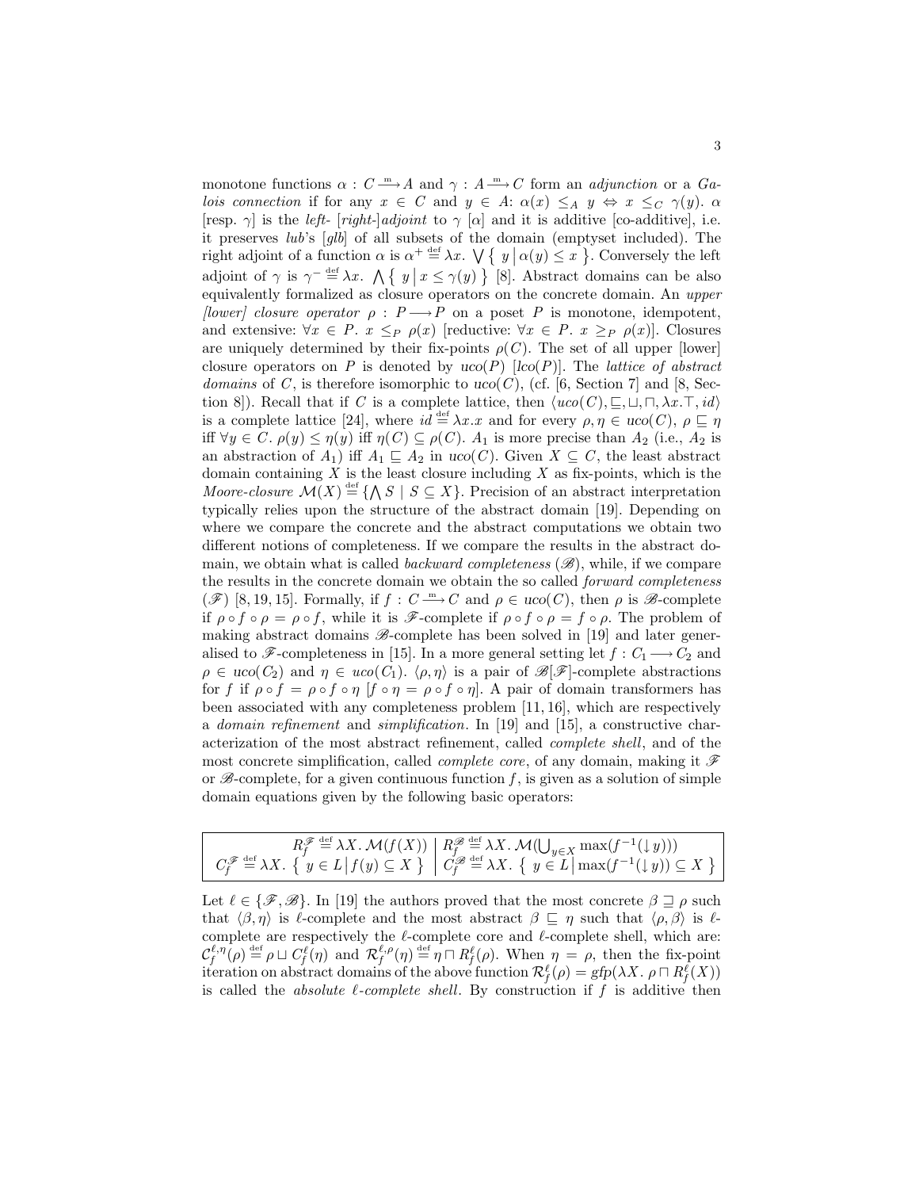monotone functions $\alpha : C \xrightarrow{\text{m}} A$ and $\gamma : A \xrightarrow{\text{m}} C$ form an *adjunction* or a *Galois connection* if for any $x \in C$ and $y \in A$: $\alpha(x) \leq_A y \Leftrightarrow x \leq_C \gamma(y)$. $\alpha$ [resp. $\gamma$] is the *left-* [*right-*]*adjoint* to $\gamma$ [$\alpha$] and it is additive [co-additive], i.e. it preserves *lub*'s [*glb*] of all subsets of the domain (emptyset included). The right adjoint of a function $\alpha$ is $\alpha^+ \stackrel{\text{def}}{=} \lambda x.\ \bigvee \{\ y \,|\, \alpha(y) \leq x\ \}$. Conversely the left adjoint of $\gamma$ is $\gamma^- \stackrel{\text{def}}{=} \lambda x.\ \bigwedge \{\ y \,|\, x \leq \gamma(y)\ \}$ [8]. Abstract domains can be also equivalently formalized as closure operators on the concrete domain. An *upper [lower] closure operator* $\rho : P \longrightarrow P$ on a poset $P$ is monotone, idempotent, and extensive: $\forall x \in P.\ x \leq_P \rho(x)$ [reductive: $\forall x \in P.\ x \geq_P \rho(x)$]. Closures are uniquely determined by their fix-points $\rho(C)$. The set of all upper [lower] closure operators on $P$ is denoted by $uco(P)$ [$lco(P)$]. The *lattice of abstract domains* of $C$, is therefore isomorphic to $uco(C)$, (cf. [6, Section 7] and [8, Section 8]). Recall that if $C$ is a complete lattice, then $\langle uco(C), \sqsubseteq, \sqcup, \sqcap, \lambda x.\top, id\rangle$ is a complete lattice [24], where $id \stackrel{\text{def}}{=} \lambda x.x$ and for every $\rho, \eta \in uco(C)$, $\rho \sqsubseteq \eta$ iff $\forall y \in C.\ \rho(y) \leq \eta(y)$ iff $\eta(C) \subseteq \rho(C)$. $A_1$ is more precise than $A_2$ (i.e., $A_2$ is an abstraction of $A_1$) iff $A_1 \sqsubseteq A_2$ in $uco(C)$. Given $X \subseteq C$, the least abstract domain containing $X$ is the least closure including $X$ as fix-points, which is the *Moore-closure* $\mathcal{M}(X) \stackrel{\text{def}}{=} \{\bigwedge S \mid S \subseteq X\}$. Precision of an abstract interpretation typically relies upon the structure of the abstract domain [19]. Depending on where we compare the concrete and the abstract computations we obtain two different notions of completeness. If we compare the results in the abstract domain, we obtain what is called *backward completeness* ($\mathscr{B}$), while, if we compare the results in the concrete domain we obtain the so called *forward completeness* ($\mathscr{F}$) [8, 19, 15]. Formally, if $f : C \xrightarrow{\text{m}} C$ and $\rho \in uco(C)$, then $\rho$ is $\mathscr{B}$-complete if $\rho \circ f \circ \rho = \rho \circ f$, while it is $\mathscr{F}$-complete if $\rho \circ f \circ \rho = f \circ \rho$. The problem of making abstract domains $\mathscr{B}$-complete has been solved in [19] and later generalised to $\mathscr{F}$-completeness in [15]. In a more general setting let $f : C_1 \longrightarrow C_2$ and $\rho \in uco(C_2)$ and $\eta \in uco(C_1)$. $\langle \rho, \eta\rangle$ is a pair of $\mathscr{B}$[$\mathscr{F}$]-complete abstractions for $f$ if $\rho \circ f = \rho \circ f \circ \eta$ [$f \circ \eta = \rho \circ f \circ \eta$]. A pair of domain transformers has been associated with any completeness problem [11, 16], which are respectively a *domain refinement* and *simplification*. In [19] and [15], a constructive characterization of the most abstract refinement, called *complete shell*, and of the most concrete simplification, called *complete core*, of any domain, making it $\mathscr{F}$ or $\mathscr{B}$-complete, for a given continuous function $f$, is given as a solution of simple domain equations given by the following basic operators:

| | |
|---|---|
| $R_f^{\mathscr{F}} \stackrel{\text{def}}{=} \lambda X.\ \mathcal{M}(f(X))$ | $R_f^{\mathscr{B}} \stackrel{\text{def}}{=} \lambda X.\ \mathcal{M}(\bigcup_{y \in X} \max(f^{-1}(\downarrow y)))$ |
| $C_f^{\mathscr{F}} \stackrel{\text{def}}{=} \lambda X.\ \{\ y \in L \,\vert\, f(y) \subseteq X\ \}$ | $C_f^{\mathscr{B}} \stackrel{\text{def}}{=} \lambda X.\ \{\ y \in L \,\vert\, \max(f^{-1}(\downarrow y)) \subseteq X\ \}$ |

Let $\ell \in \{\mathscr{F}, \mathscr{B}\}$. In [19] the authors proved that the most concrete $\beta \sqsupseteq \rho$ such that $\langle \beta, \eta\rangle$ is $\ell$-complete and the most abstract $\beta \sqsubseteq \eta$ such that $\langle \rho, \beta\rangle$ is $\ell$-complete are respectively the $\ell$-complete core and $\ell$-complete shell, which are: $\mathcal{C}_f^{\ell,\eta}(\rho) \stackrel{\text{def}}{=} \rho \sqcup C_f^{\ell}(\eta)$ and $\mathcal{R}_f^{\ell,\rho}(\eta) \stackrel{\text{def}}{=} \eta \sqcap R_f^{\ell}(\rho)$. When $\eta = \rho$, then the fix-point iteration on abstract domains of the above function $\mathcal{R}_f^{\ell}(\rho) = gfp(\lambda X.\ \rho \sqcap R_f^{\ell}(X))$ is called the *absolute $\ell$-complete shell*. By construction if $f$ is additive then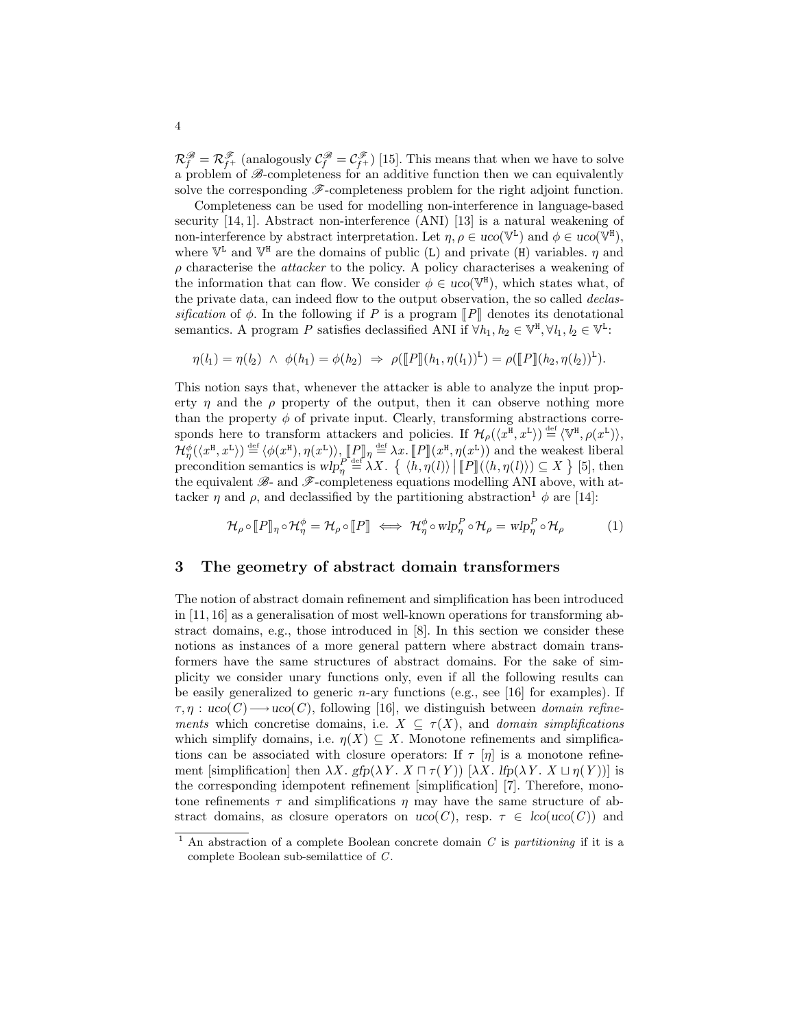$\mathcal{R}^{\mathscr{B}}_f = \mathcal{R}^{\mathscr{F}}_{f^+}$ (analogously $\mathcal{C}^{\mathscr{B}}_f = \mathcal{C}^{\mathscr{F}}_{f^+}$) [15]. This means that when we have to solve a problem of $\mathscr{B}$-completeness for an additive function then we can equivalently solve the corresponding $\mathscr{F}$-completeness problem for the right adjoint function.

Completeness can be used for modelling non-interference in language-based security [14, 1]. Abstract non-interference (ANI) [13] is a natural weakening of non-interference by abstract interpretation. Let $\eta, \rho \in uco(\mathbb{V}^{\mathtt{L}})$ and $\phi \in uco(\mathbb{V}^{\mathtt{H}})$, where $\mathbb{V}^{\mathtt{L}}$ and $\mathbb{V}^{\mathtt{H}}$ are the domains of public (L) and private (H) variables. $\eta$ and $\rho$ characterise the *attacker* to the policy. A policy characterises a weakening of the information that can flow. We consider $\phi \in uco(\mathbb{V}^{\mathtt{H}})$, which states what, of the private data, can indeed flow to the output observation, the so called *declassification* of $\phi$. In the following if $P$ is a program $[\![P]\!]$ denotes its denotational semantics. A program $P$ satisfies declassified ANI if $\forall h_1, h_2 \in \mathbb{V}^{\mathtt{H}}, \forall l_1, l_2 \in \mathbb{V}^{\mathtt{L}}$:

$$\eta(l_1) = \eta(l_2) \;\wedge\; \phi(h_1) = \phi(h_2) \;\Rightarrow\; \rho([\![P]\!](h_1, \eta(l_1))^{\mathtt{L}}) = \rho([\![P]\!](h_2, \eta(l_2))^{\mathtt{L}}).$$

This notion says that, whenever the attacker is able to analyze the input property $\eta$ and the $\rho$ property of the output, then it can observe nothing more than the property $\phi$ of private input. Clearly, transforming abstractions corresponds here to transform attackers and policies. If $\mathcal{H}_\rho(\langle x^{\mathtt{H}}, x^{\mathtt{L}}\rangle) \stackrel{\text{def}}{=} \langle \mathbb{V}^{\mathtt{H}}, \rho(x^{\mathtt{L}})\rangle$, $\mathcal{H}^{\phi}_{\eta}(\langle x^{\mathtt{H}}, x^{\mathtt{L}}\rangle) \stackrel{\text{def}}{=} \langle \phi(x^{\mathtt{H}}), \eta(x^{\mathtt{L}})\rangle$, $[\![P]\!]_\eta \stackrel{\text{def}}{=} \lambda x.\, [\![P]\!](x^{\mathtt{H}}, \eta(x^{\mathtt{L}}))$ and the weakest liberal precondition semantics is $wlp^P_\eta \stackrel{\text{def}}{=} \lambda X.\, \{\, \langle h, \eta(l)\rangle \,|\, [\![P]\!](\langle h, \eta(l)\rangle) \subseteq X \,\}$ [5], then the equivalent $\mathscr{B}$- and $\mathscr{F}$-completeness equations modelling ANI above, with attacker $\eta$ and $\rho$, and declassified by the partitioning abstraction[1] $\phi$ are [14]:

$$\mathcal{H}_\rho \circ [\![P]\!]_\eta \circ \mathcal{H}^{\phi}_{\eta} = \mathcal{H}_\rho \circ [\![P]\!] \iff \mathcal{H}^{\phi}_{\eta} \circ wlp^P_\eta \circ \mathcal{H}_\rho = wlp^P_\eta \circ \mathcal{H}_\rho \tag{1}$$

## 3 The geometry of abstract domain transformers

The notion of abstract domain refinement and simplification has been introduced in [11, 16] as a generalisation of most well-known operations for transforming abstract domains, e.g., those introduced in [8]. In this section we consider these notions as instances of a more general pattern where abstract domain transformers have the same structures of abstract domains. For the sake of simplicity we consider unary functions only, even if all the following results can be easily generalized to generic $n$-ary functions (e.g., see [16] for examples). If $\tau, \eta : uco(C) \longrightarrow uco(C)$, following [16], we distinguish between *domain refinements* which concretise domains, i.e. $X \subseteq \tau(X)$, and *domain simplifications* which simplify domains, i.e. $\eta(X) \subseteq X$. Monotone refinements and simplifications can be associated with closure operators: If $\tau$ [$\eta$] is a monotone refinement [simplification] then $\lambda X.\, gfp(\lambda Y.\, X \sqcap \tau(Y))$ [$\lambda X.\, lfp(\lambda Y.\, X \sqcup \eta(Y))$] is the corresponding idempotent refinement [simplification] [7]. Therefore, monotone refinements $\tau$ and simplifications $\eta$ may have the same structure of abstract domains, as closure operators on $uco(C)$, resp. $\tau \in lco(uco(C))$ and

[1] An abstraction of a complete Boolean concrete domain $C$ is *partitioning* if it is a complete Boolean sub-semilattice of $C$.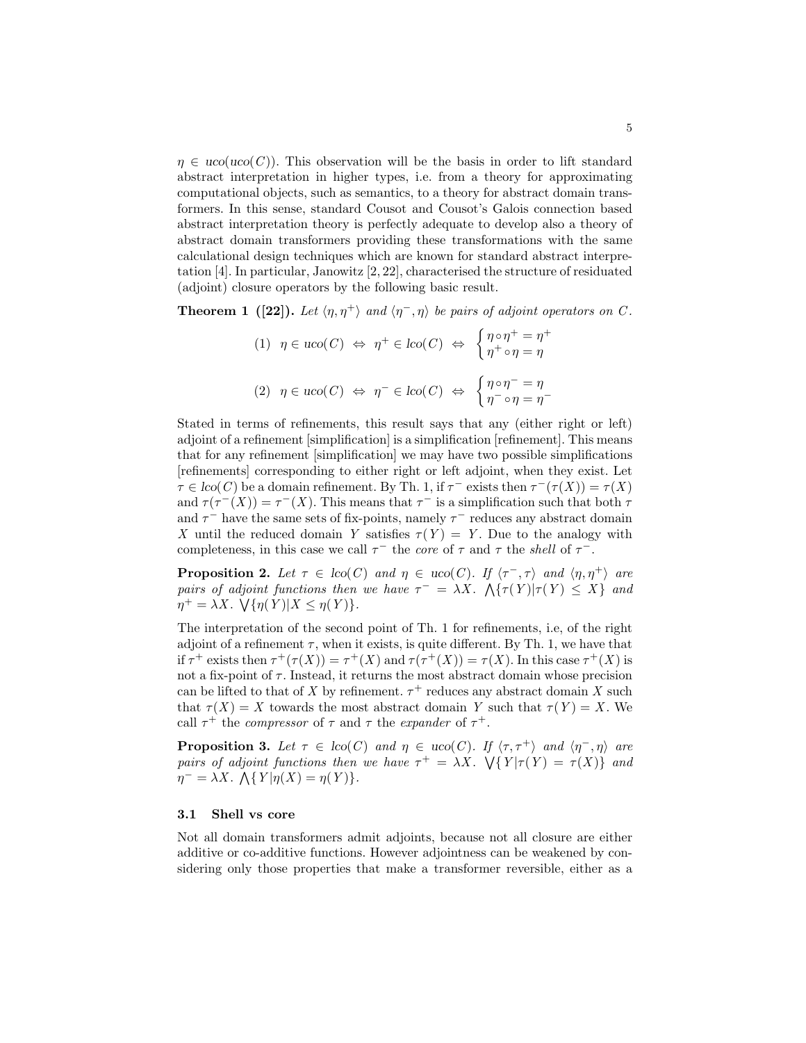$\eta \in uco(uco(C))$. This observation will be the basis in order to lift standard abstract interpretation in higher types, i.e. from a theory for approximating computational objects, such as semantics, to a theory for abstract domain transformers. In this sense, standard Cousot and Cousot's Galois connection based abstract interpretation theory is perfectly adequate to develop also a theory of abstract domain transformers providing these transformations with the same calculational design techniques which are known for standard abstract interpretation [4]. In particular, Janowitz [2, 22], characterised the structure of residuated (adjoint) closure operators by the following basic result.

**Theorem 1 ([22]).** *Let $\langle \eta, \eta^+ \rangle$ and $\langle \eta^-, \eta \rangle$ be pairs of adjoint operators on $C$.*

$$(1) \quad \eta \in uco(C) \;\Leftrightarrow\; \eta^+ \in lco(C) \;\Leftrightarrow\; \begin{cases} \eta \circ \eta^+ = \eta^+ \\ \eta^+ \circ \eta = \eta \end{cases}$$

$$(2) \quad \eta \in uco(C) \;\Leftrightarrow\; \eta^- \in lco(C) \;\Leftrightarrow\; \begin{cases} \eta \circ \eta^- = \eta \\ \eta^- \circ \eta = \eta^- \end{cases}$$

Stated in terms of refinements, this result says that any (either right or left) adjoint of a refinement [simplification] is a simplification [refinement]. This means that for any refinement [simplification] we may have two possible simplifications [refinements] corresponding to either right or left adjoint, when they exist. Let $\tau \in lco(C)$ be a domain refinement. By Th. 1, if $\tau^-$ exists then $\tau^-(\tau(X)) = \tau(X)$ and $\tau(\tau^-(X)) = \tau^-(X)$. This means that $\tau^-$ is a simplification such that both $\tau$ and $\tau^-$ have the same sets of fix-points, namely $\tau^-$ reduces any abstract domain $X$ until the reduced domain $Y$ satisfies $\tau(Y) = Y$. Due to the analogy with completeness, in this case we call $\tau^-$ the *core* of $\tau$ and $\tau$ the *shell* of $\tau^-$.

**Proposition 2.** *Let $\tau \in lco(C)$ and $\eta \in uco(C)$. If $\langle \tau^-, \tau \rangle$ and $\langle \eta, \eta^+ \rangle$ are pairs of adjoint functions then we have $\tau^- = \lambda X.\ \bigwedge\{\tau(Y) | \tau(Y) \leq X\}$ and $\eta^+ = \lambda X.\ \bigvee\{\eta(Y) | X \leq \eta(Y)\}$.*

The interpretation of the second point of Th. 1 for refinements, i.e, of the right adjoint of a refinement $\tau$, when it exists, is quite different. By Th. 1, we have that if $\tau^+$ exists then $\tau^+(\tau(X)) = \tau^+(X)$ and $\tau(\tau^+(X)) = \tau(X)$. In this case $\tau^+(X)$ is not a fix-point of $\tau$. Instead, it returns the most abstract domain whose precision can be lifted to that of $X$ by refinement. $\tau^+$ reduces any abstract domain $X$ such that $\tau(X) = X$ towards the most abstract domain $Y$ such that $\tau(Y) = X$. We call $\tau^+$ the *compressor* of $\tau$ and $\tau$ the *expander* of $\tau^+$.

**Proposition 3.** *Let $\tau \in lco(C)$ and $\eta \in uco(C)$. If $\langle \tau, \tau^+ \rangle$ and $\langle \eta^-, \eta \rangle$ are pairs of adjoint functions then we have $\tau^+ = \lambda X.\ \bigvee\{Y | \tau(Y) = \tau(X)\}$ and $\eta^- = \lambda X.\ \bigwedge\{Y | \eta(X) = \eta(Y)\}$.*

### 3.1 Shell vs core

Not all domain transformers admit adjoints, because not all closure are either additive or co-additive functions. However adjointness can be weakened by considering only those properties that make a transformer reversible, either as a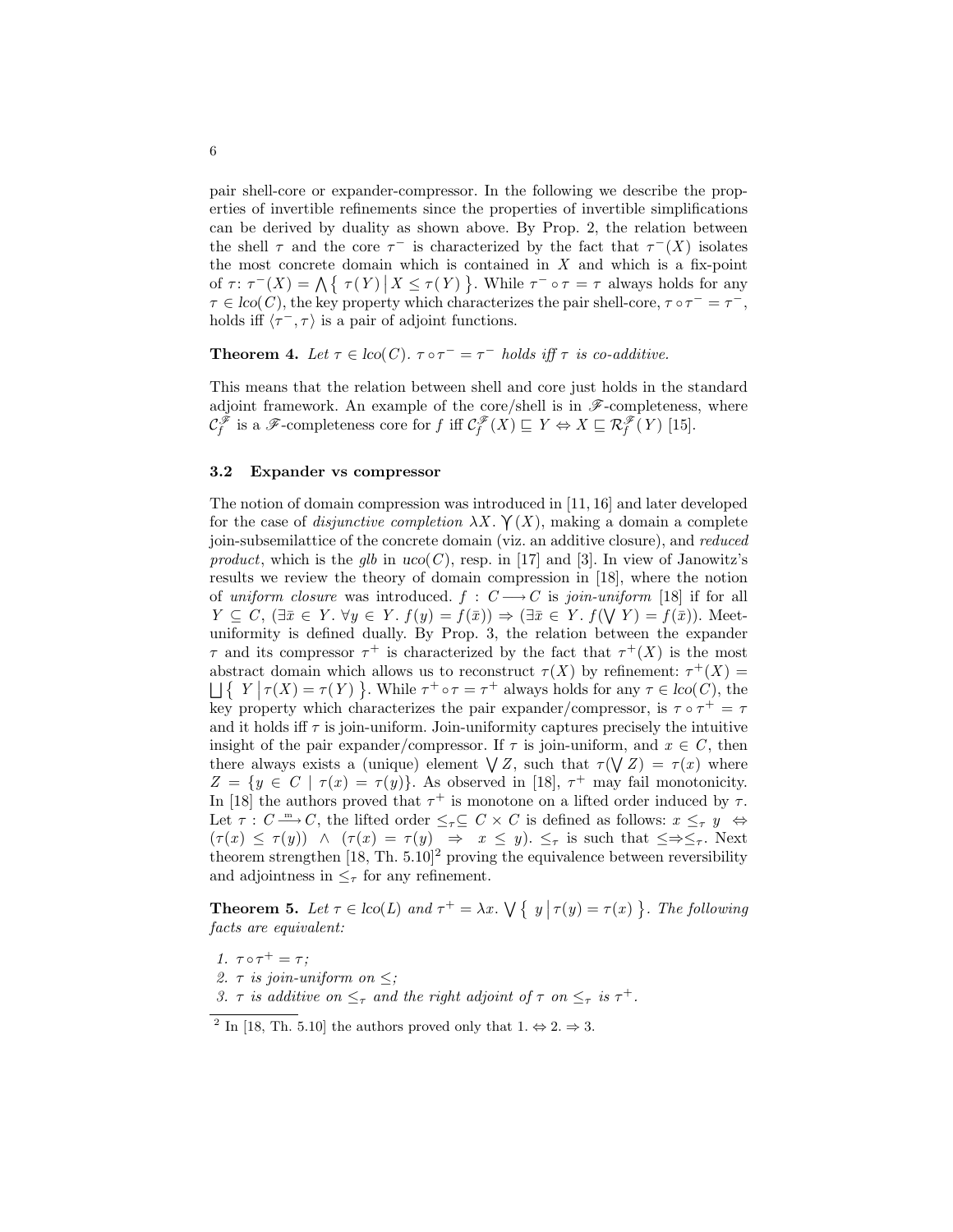pair shell-core or expander-compressor. In the following we describe the properties of invertible refinements since the properties of invertible simplifications can be derived by duality as shown above. By Prop. 2, the relation between the shell $\tau$ and the core $\tau^-$ is characterized by the fact that $\tau^-(X)$ isolates the most concrete domain which is contained in $X$ and which is a fix-point of $\tau$: $\tau^-(X) = \bigwedge \{ \tau(Y) \mid X \leq \tau(Y) \}$. While $\tau^- \circ \tau = \tau$ always holds for any $\tau \in lco(C)$, the key property which characterizes the pair shell-core, $\tau \circ \tau^- = \tau^-$, holds iff $\langle \tau^-, \tau \rangle$ is a pair of adjoint functions.

**Theorem 4.** *Let $\tau \in lco(C)$. $\tau \circ \tau^- = \tau^-$ holds iff $\tau$ is co-additive.*

This means that the relation between shell and core just holds in the standard adjoint framework. An example of the core/shell is in $\mathscr{F}$-completeness, where $\mathcal{C}_f^{\mathscr{F}}$ is a $\mathscr{F}$-completeness core for $f$ iff $\mathcal{C}_f^{\mathscr{F}}(X) \sqsubseteq Y \Leftrightarrow X \sqsubseteq \mathcal{R}_f^{\mathscr{F}}(Y)$ [15].

### 3.2 Expander vs compressor

The notion of domain compression was introduced in [11, 16] and later developed for the case of *disjunctive completion* $\lambda X. \curlyvee(X)$, making a domain a complete join-subsemilattice of the concrete domain (viz. an additive closure), and *reduced product*, which is the *glb* in $uco(C)$, resp. in [17] and [3]. In view of Janowitz's results we review the theory of domain compression in [18], where the notion of *uniform closure* was introduced. $f : C \longrightarrow C$ is *join-uniform* [18] if for all $Y \subseteq C$, $(\exists \bar{x} \in Y.\ \forall y \in Y.\ f(y) = f(\bar{x})) \Rightarrow (\exists \bar{x} \in Y.\ f(\bigvee Y) = f(\bar{x}))$. Meet-uniformity is defined dually. By Prop. 3, the relation between the expander $\tau$ and its compressor $\tau^+$ is characterized by the fact that $\tau^+(X)$ is the most abstract domain which allows us to reconstruct $\tau(X)$ by refinement: $\tau^+(X) = \bigsqcup \{ Y \mid \tau(X) = \tau(Y) \}$. While $\tau^+ \circ \tau = \tau^+$ always holds for any $\tau \in lco(C)$, the key property which characterizes the pair expander/compressor, is $\tau \circ \tau^+ = \tau$ and it holds iff $\tau$ is join-uniform. Join-uniformity captures precisely the intuitive insight of the pair expander/compressor. If $\tau$ is join-uniform, and $x \in C$, then there always exists a (unique) element $\bigvee Z$, such that $\tau(\bigvee Z) = \tau(x)$ where $Z = \{y \in C \mid \tau(x) = \tau(y)\}$. As observed in [18], $\tau^+$ may fail monotonicity. In [18] the authors proved that $\tau^+$ is monotone on a lifted order induced by $\tau$. Let $\tau : C \xrightarrow{\text{m}} C$, the lifted order $\leq_\tau \subseteq C \times C$ is defined as follows: $x \leq_\tau y \Leftrightarrow (\tau(x) \leq \tau(y)) \wedge (\tau(x) = \tau(y) \Rightarrow x \leq y)$. $\leq_\tau$ is such that $\leq \Rightarrow \leq_\tau$. Next theorem strengthen [18, Th. 5.10][2] proving the equivalence between reversibility and adjointness in $\leq_\tau$ for any refinement.

**Theorem 5.** *Let $\tau \in lco(L)$ and $\tau^+ = \lambda x. \bigvee \{ y \mid \tau(y) = \tau(x) \}$. The following facts are equivalent:*

1. *$\tau \circ \tau^+ = \tau$;*
2. *$\tau$ is join-uniform on $\leq$;*
3. *$\tau$ is additive on $\leq_\tau$ and the right adjoint of $\tau$ on $\leq_\tau$ is $\tau^+$.*

[2] In [18, Th. 5.10] the authors proved only that 1. $\Leftrightarrow$ 2. $\Rightarrow$ 3.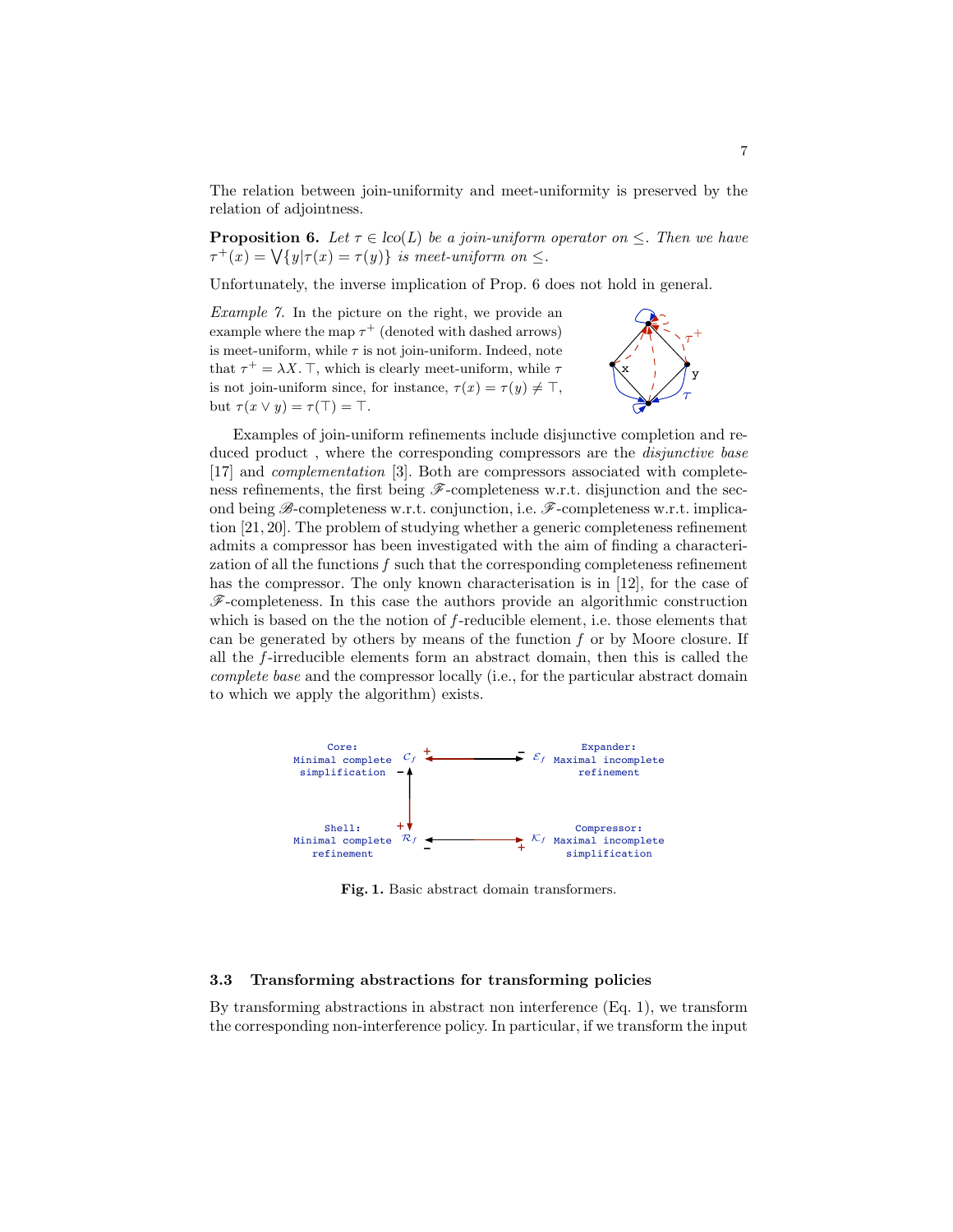The relation between join-uniformity and meet-uniformity is preserved by the relation of adjointness.

**Proposition 6.** *Let $\tau \in lco(L)$ be a join-uniform operator on $\leq$. Then we have $\tau^+(x) = \bigvee\{y | \tau(x) = \tau(y)\}$ is meet-uniform on $\leq$.*

Unfortunately, the inverse implication of Prop. 6 does not hold in general.

*Example 7.* In the picture on the right, we provide an example where the map $\tau^+$ (denoted with dashed arrows) is meet-uniform, while $\tau$ is not join-uniform. Indeed, note that $\tau^+ = \lambda X. \top$, which is clearly meet-uniform, while $\tau$ is not join-uniform since, for instance, $\tau(x) = \tau(y) \neq \top$, but $\tau(x \vee y) = \tau(\top) = \top$.

Examples of join-uniform refinements include disjunctive completion and reduced product , where the corresponding compressors are the *disjunctive base* [17] and *complementation* [3]. Both are compressors associated with completeness refinements, the first being $\mathscr{F}$-completeness w.r.t. disjunction and the second being $\mathscr{B}$-completeness w.r.t. conjunction, i.e. $\mathscr{F}$-completeness w.r.t. implication [21, 20]. The problem of studying whether a generic completeness refinement admits a compressor has been investigated with the aim of finding a characterization of all the functions $f$ such that the corresponding completeness refinement has the compressor. The only known characterisation is in [12], for the case of $\mathscr{F}$-completeness. In this case the authors provide an algorithmic construction which is based on the the notion of $f$-reducible element, i.e. those elements that can be generated by others by means of the function $f$ or by Moore closure. If all the $f$-irreducible elements form an abstract domain, then this is called the *complete base* and the compressor locally (i.e., for the particular abstract domain to which we apply the algorithm) exists.

**Fig. 1.** Basic abstract domain transformers.

### 3.3 Transforming abstractions for transforming policies

By transforming abstractions in abstract non interference (Eq. 1), we transform the corresponding non-interference policy. In particular, if we transform the input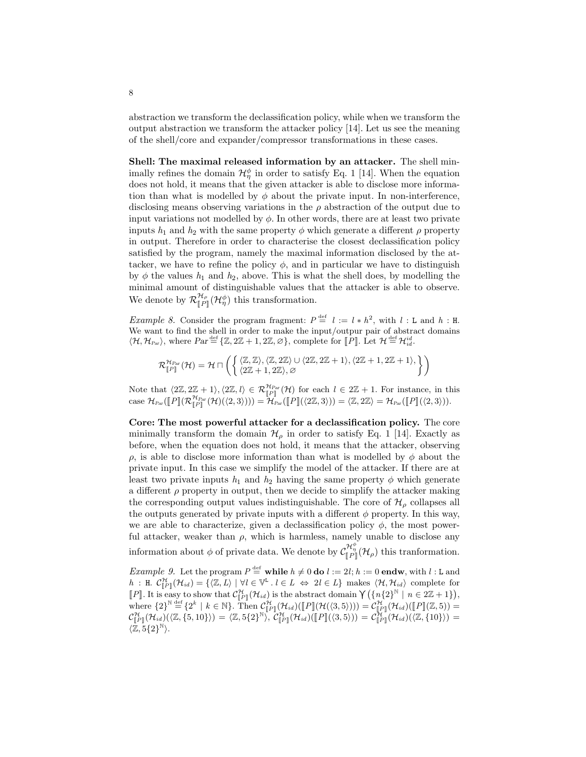abstraction we transform the declassification policy, while when we transform the output abstraction we transform the attacker policy [14]. Let us see the meaning of the shell/core and expander/compressor transformations in these cases.

**Shell: The maximal released information by an attacker.** The shell minimally refines the domain $\mathcal{H}_\eta^\phi$ in order to satisfy Eq. 1 [14]. When the equation does not hold, it means that the given attacker is able to disclose more information than what is modelled by $\phi$ about the private input. In non-interference, disclosing means observing variations in the $\rho$ abstraction of the output due to input variations not modelled by $\phi$. In other words, there are at least two private inputs $h_1$ and $h_2$ with the same property $\phi$ which generate a different $\rho$ property in output. Therefore in order to characterise the closest declassification policy satisfied by the program, namely the maximal information disclosed by the attacker, we have to refine the policy $\phi$, and in particular we have to distinguish by $\phi$ the values $h_1$ and $h_2$, above. This is what the shell does, by modelling the minimal amount of distinguishable values that the attacker is able to observe. We denote by $\mathcal{R}_{[\![P]\!]}^{\mathcal{H}_\rho}(\mathcal{H}_\eta^\phi)$ this transformation.

*Example 8.* Consider the program fragment: $P \overset{\text{def}}{=} l := l * h^2$, with $l : \texttt{L}$ and $h : \texttt{H}$. We want to find the shell in order to make the input/outpur pair of abstract domains $\langle \mathcal{H}, \mathcal{H}_{Par} \rangle$, where $Par \overset{\text{def}}{=} \{\mathbb{Z}, 2\mathbb{Z}+1, 2\mathbb{Z}, \varnothing\}$, complete for $[\![P]\!]$. Let $\mathcal{H} \overset{\text{def}}{=} \mathcal{H}_{id}^{id}$.

$$\mathcal{R}_{[\![P]\!]}^{\mathcal{H}_{Par}}(\mathcal{H}) = \mathcal{H} \sqcap \left( \left\{ \begin{array}{l} \langle \mathbb{Z}, \mathbb{Z} \rangle, \langle \mathbb{Z}, 2\mathbb{Z} \rangle \cup \langle 2\mathbb{Z}, 2\mathbb{Z}+1 \rangle, \langle 2\mathbb{Z}+1, 2\mathbb{Z}+1 \rangle, \\ \langle 2\mathbb{Z}+1, 2\mathbb{Z} \rangle, \varnothing \end{array} \right\} \right)$$

Note that $\langle 2\mathbb{Z}, 2\mathbb{Z}+1 \rangle, \langle 2\mathbb{Z}, l \rangle \in \mathcal{R}_{[\![P]\!]}^{\mathcal{H}_{Par}}(\mathcal{H})$ for each $l \in 2\mathbb{Z}+1$. For instance, in this case $\mathcal{H}_{Par}([\![P]\!](\mathcal{R}_{[\![P]\!]}^{\mathcal{H}_{Par}}(\mathcal{H})(\langle 2, 3 \rangle))) = \mathcal{H}_{Par}([\![P]\!](\langle 2\mathbb{Z}, 3 \rangle)) = \langle \mathbb{Z}, 2\mathbb{Z} \rangle = \mathcal{H}_{Par}([\![P]\!](\langle 2, 3 \rangle))$.

**Core: The most powerful attacker for a declassification policy.** The core minimally transform the domain $\mathcal{H}_\rho$ in order to satisfy Eq. 1 [14]. Exactly as before, when the equation does not hold, it means that the attacker, observing $\rho$, is able to disclose more information than what is modelled by $\phi$ about the private input. In this case we simplify the model of the attacker. If there are at least two private inputs $h_1$ and $h_2$ having the same property $\phi$ which generate a different $\rho$ property in output, then we decide to simplify the attacker making the corresponding output values indistinguishable. The core of $\mathcal{H}_\rho$ collapses all the outputs generated by private inputs with a different $\phi$ property. In this way, we are able to characterize, given a declassification policy $\phi$, the most powerful attacker, weaker than $\rho$, which is harmless, namely unable to disclose any information about $\phi$ of private data. We denote by $\mathcal{C}_{[\![P]\!]}^{\mathcal{H}_\eta^\phi}(\mathcal{H}_\rho)$ this tranformation.

*Example 9.* Let the program $P \overset{\text{def}}{=}$ **while** $h \neq 0$ **do** $l := 2l; h := 0$ **endw**, with $l : \texttt{L}$ and $h : \texttt{H}$. $\mathcal{C}_{[\![P]\!]}^{\mathcal{H}}(\mathcal{H}_{id}) = \{\langle \mathbb{Z}, L \rangle \mid \forall l \in \mathbb{V}^{\texttt{L}} .\, l \in L \Leftrightarrow 2l \in L\}$ makes $\langle \mathcal{H}, \mathcal{H}_{id} \rangle$ complete for $[\![P]\!]$. It is easy to show that $\mathcal{C}_{[\![P]\!]}^{\mathcal{H}}(\mathcal{H}_{id})$ is the abstract domain $\curlyvee(\{n\{2\}^{\mathbb{N}} \mid n \in 2\mathbb{Z}+1\})$, where $\{2\}^{\mathbb{N}} \overset{\text{def}}{=} \{2^k \mid k \in \mathbb{N}\}$. Then $\mathcal{C}_{[\![P]\!]}^{\mathcal{H}}(\mathcal{H}_{id})([\![P]\!](\mathcal{H}(\langle 3, 5 \rangle))) = \mathcal{C}_{[\![P]\!]}^{\mathcal{H}}(\mathcal{H}_{id})([\![P]\!](\mathbb{Z}, 5)) = \mathcal{C}_{[\![P]\!]}^{\mathcal{H}}(\mathcal{H}_{id})(\langle \mathbb{Z}, \{5, 10\} \rangle) = \langle \mathbb{Z}, 5\{2\}^{\mathbb{N}} \rangle$, $\mathcal{C}_{[\![P]\!]}^{\mathcal{H}}(\mathcal{H}_{id})([\![P]\!](\langle 3, 5 \rangle)) = \mathcal{C}_{[\![P]\!]}^{\mathcal{H}}(\mathcal{H}_{id})(\langle \mathbb{Z}, \{10\} \rangle) = \langle \mathbb{Z}, 5\{2\}^{\mathbb{N}} \rangle$.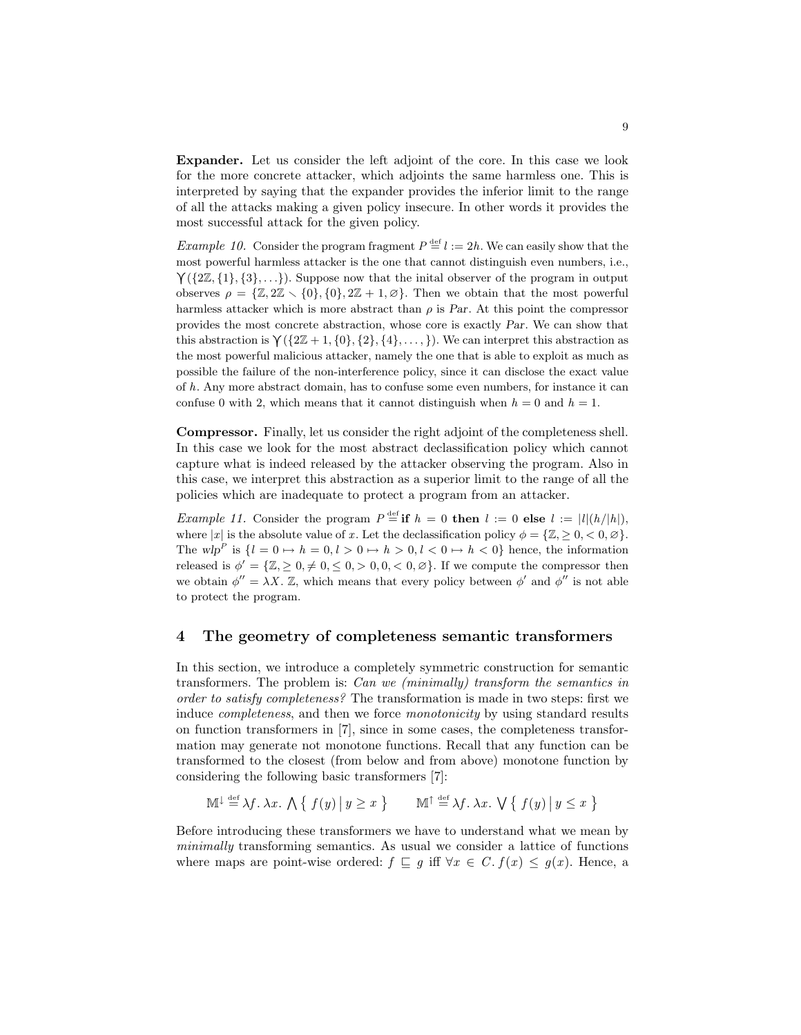**Expander.** Let us consider the left adjoint of the core. In this case we look for the more concrete attacker, which adjoints the same harmless one. This is interpreted by saying that the expander provides the inferior limit to the range of all the attacks making a given policy insecure. In other words it provides the most successful attack for the given policy.

*Example 10.* Consider the program fragment $P \stackrel{\text{def}}{=} l := 2h$. We can easily show that the most powerful harmless attacker is the one that cannot distinguish even numbers, i.e., $\Upsilon(\{2\mathbb{Z}, \{1\}, \{3\}, \ldots\})$. Suppose now that the inital observer of the program in output observes $\rho = \{\mathbb{Z}, 2\mathbb{Z} \smallsetminus \{0\}, \{0\}, 2\mathbb{Z}+1, \varnothing\}$. Then we obtain that the most powerful harmless attacker which is more abstract than $\rho$ is *Par*. At this point the compressor provides the most concrete abstraction, whose core is exactly *Par*. We can show that this abstraction is $\Upsilon(\{2\mathbb{Z}+1, \{0\}, \{2\}, \{4\}, \ldots, \})$. We can interpret this abstraction as the most powerful malicious attacker, namely the one that is able to exploit as much as possible the failure of the non-interference policy, since it can disclose the exact value of $h$. Any more abstract domain, has to confuse some even numbers, for instance it can confuse 0 with 2, which means that it cannot distinguish when $h = 0$ and $h = 1$.

**Compressor.** Finally, let us consider the right adjoint of the completeness shell. In this case we look for the most abstract declassification policy which cannot capture what is indeed released by the attacker observing the program. Also in this case, we interpret this abstraction as a superior limit to the range of all the policies which are inadequate to protect a program from an attacker.

*Example 11.* Consider the program $P \stackrel{\text{def}}{=}$ **if** $h = 0$ **then** $l := 0$ **else** $l := |l|(h/|h|)$, where $|x|$ is the absolute value of $x$. Let the declassification policy $\phi = \{\mathbb{Z}, \geq 0, < 0, \varnothing\}$. The $wlp^P$ is $\{l = 0 \mapsto h = 0, l > 0 \mapsto h > 0, l < 0 \mapsto h < 0\}$ hence, the information released is $\phi' = \{\mathbb{Z}, \geq 0, \neq 0, \leq 0, > 0, 0, < 0, \varnothing\}$. If we compute the compressor then we obtain $\phi'' = \lambda X.\, \mathbb{Z}$, which means that every policy between $\phi'$ and $\phi''$ is not able to protect the program.

## 4 The geometry of completeness semantic transformers

In this section, we introduce a completely symmetric construction for semantic transformers. The problem is: *Can we (minimally) transform the semantics in order to satisfy completeness?* The transformation is made in two steps: first we induce *completeness*, and then we force *monotonicity* by using standard results on function transformers in [7], since in some cases, the completeness transformation may generate not monotone functions. Recall that any function can be transformed to the closest (from below and from above) monotone function by considering the following basic transformers [7]:

$$\mathbb{M}^{\downarrow} \stackrel{\text{def}}{=} \lambda f.\, \lambda x.\, \bigwedge \left\{\, f(y) \,\middle|\, y \geq x \,\right\} \qquad \mathbb{M}^{\uparrow} \stackrel{\text{def}}{=} \lambda f.\, \lambda x.\, \bigvee \left\{\, f(y) \,\middle|\, y \leq x \,\right\}$$

Before introducing these transformers we have to understand what we mean by *minimally* transforming semantics. As usual we consider a lattice of functions where maps are point-wise ordered: $f \sqsubseteq g$ iff $\forall x \in C.\, f(x) \leq g(x)$. Hence, a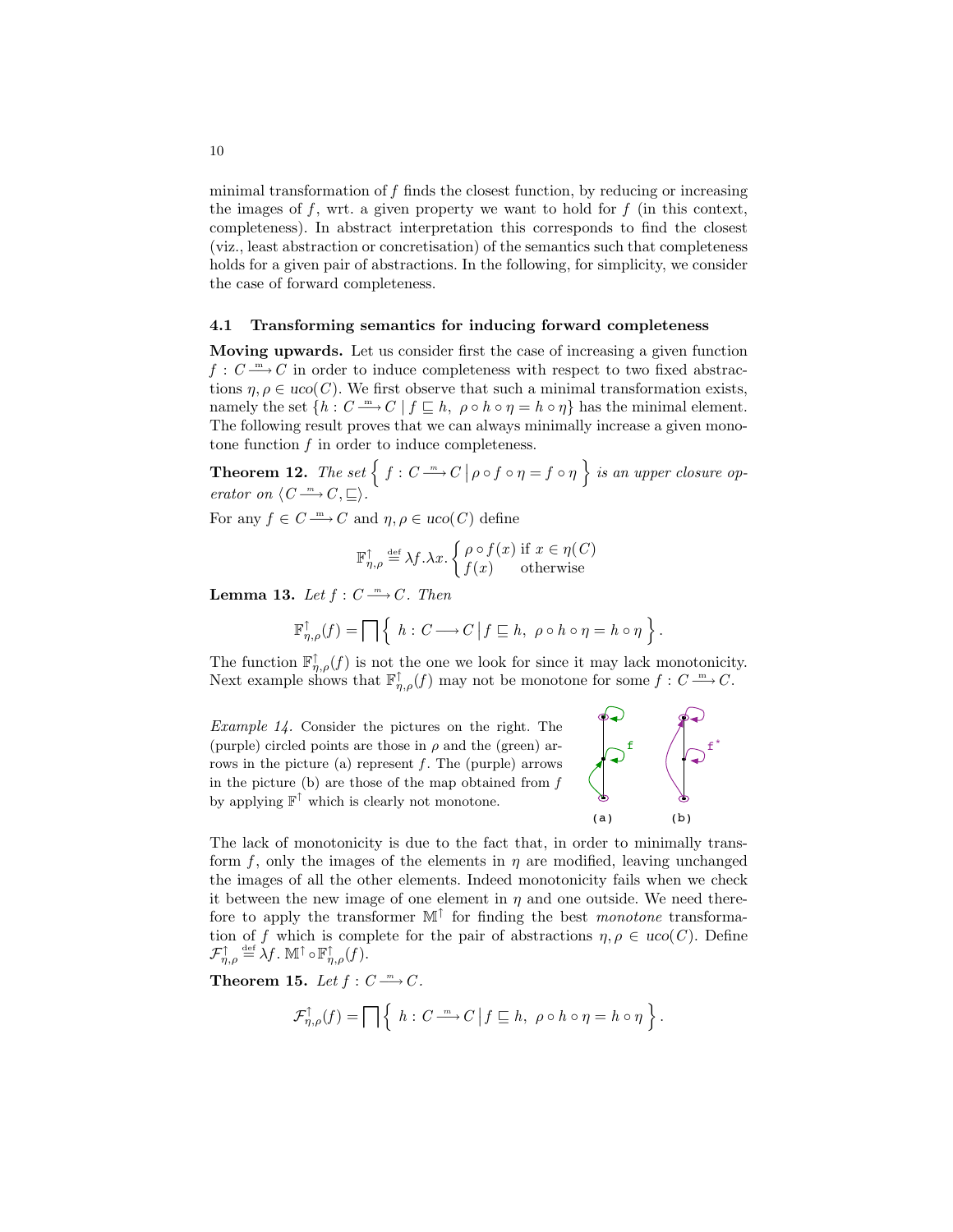minimal transformation of $f$ finds the closest function, by reducing or increasing the images of $f$, wrt. a given property we want to hold for $f$ (in this context, completeness). In abstract interpretation this corresponds to find the closest (viz., least abstraction or concretisation) of the semantics such that completeness holds for a given pair of abstractions. In the following, for simplicity, we consider the case of forward completeness.

### 4.1 Transforming semantics for inducing forward completeness

**Moving upwards.** Let us consider first the case of increasing a given function $f : C \xrightarrow{m} C$ in order to induce completeness with respect to two fixed abstractions $\eta, \rho \in uco(C)$. We first observe that such a minimal transformation exists, namely the set $\{h : C \xrightarrow{m} C \mid f \sqsubseteq h,\ \rho \circ h \circ \eta = h \circ \eta\}$ has the minimal element. The following result proves that we can always minimally increase a given monotone function $f$ in order to induce completeness.

**Theorem 12.** *The set* $\left\{ f : C \xrightarrow{m} C \,\middle|\, \rho \circ f \circ \eta = f \circ \eta \right\}$ *is an upper closure operator on* $\langle C \xrightarrow{m} C, \sqsubseteq \rangle$.

For any $f \in C \xrightarrow{m} C$ and $\eta, \rho \in uco(C)$ define

$$\mathbb{F}^{\uparrow}_{\eta,\rho} \stackrel{\text{def}}{=} \lambda f.\lambda x. \begin{cases} \rho \circ f(x) & \text{if } x \in \eta(C) \\ f(x) & \text{otherwise} \end{cases}$$

**Lemma 13.** *Let* $f : C \xrightarrow{m} C$. *Then*

$$\mathbb{F}^{\uparrow}_{\eta,\rho}(f) = \bigsqcap \left\{ h : C \longrightarrow C \,\middle|\, f \sqsubseteq h,\ \rho \circ h \circ \eta = h \circ \eta \right\}.$$

The function $\mathbb{F}^{\uparrow}_{\eta,\rho}(f)$ is not the one we look for since it may lack monotonicity. Next example shows that $\mathbb{F}^{\uparrow}_{\eta,\rho}(f)$ may not be monotone for some $f : C \xrightarrow{m} C$.

*Example 14.* Consider the pictures on the right. The (purple) circled points are those in $\rho$ and the (green) arrows in the picture (a) represent $f$. The (purple) arrows in the picture (b) are those of the map obtained from $f$ by applying $\mathbb{F}^{\uparrow}$ which is clearly not monotone.

The lack of monotonicity is due to the fact that, in order to minimally transform $f$, only the images of the elements in $\eta$ are modified, leaving unchanged the images of all the other elements. Indeed monotonicity fails when we check it between the new image of one element in $\eta$ and one outside. We need therefore to apply the transformer $\mathbb{M}^{\uparrow}$ for finding the best *monotone* transformation of $f$ which is complete for the pair of abstractions $\eta, \rho \in uco(C)$. Define $\mathcal{F}^{\uparrow}_{\eta,\rho} \stackrel{\text{def}}{=} \lambda f.\, \mathbb{M}^{\uparrow} \circ \mathbb{F}^{\uparrow}_{\eta,\rho}(f)$.

**Theorem 15.** *Let* $f : C \xrightarrow{m} C$.

$$\mathcal{F}^{\uparrow}_{\eta,\rho}(f) = \bigsqcap \left\{ h : C \xrightarrow{m} C \,\middle|\, f \sqsubseteq h,\ \rho \circ h \circ \eta = h \circ \eta \right\}.$$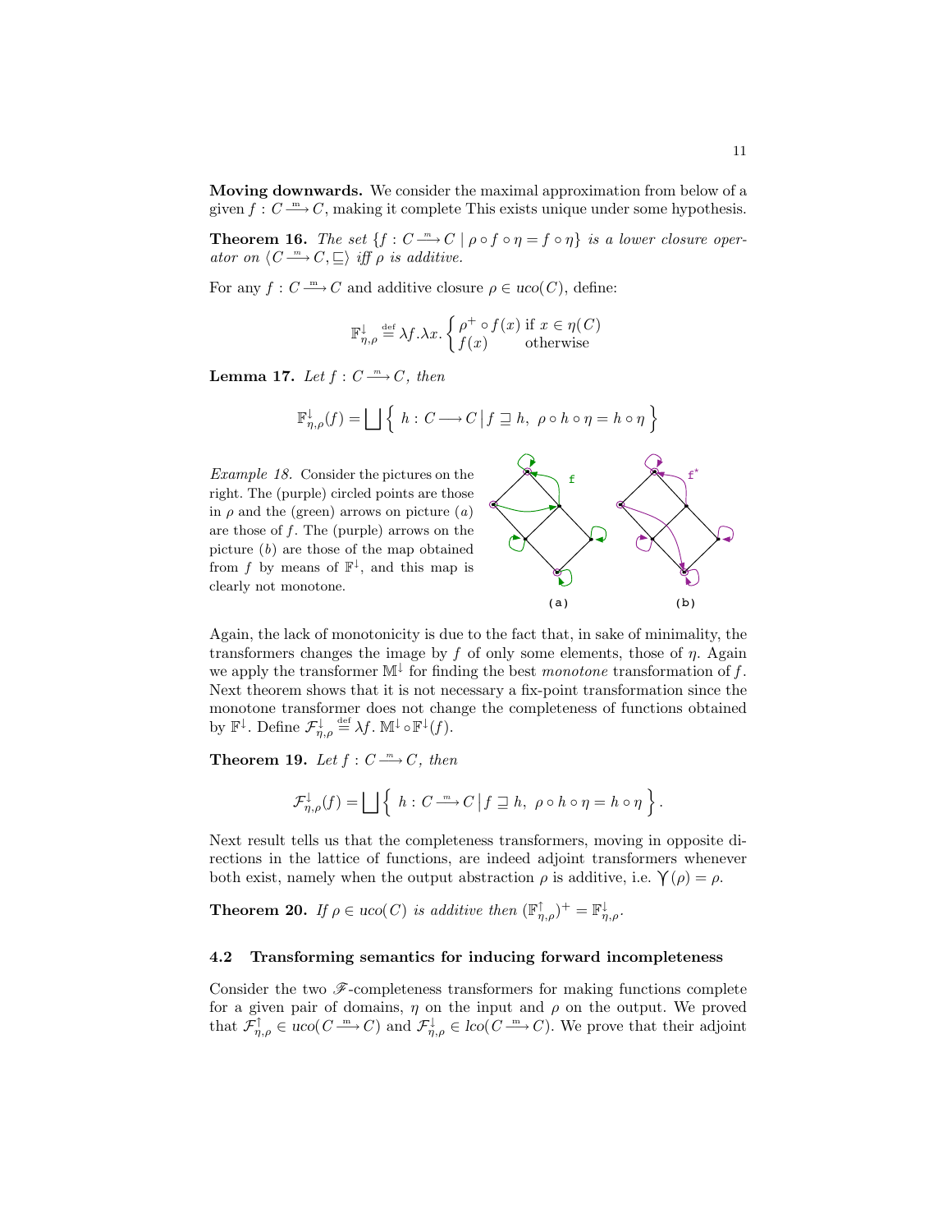**Moving downwards.** We consider the maximal approximation from below of a given $f : C \xrightarrow{m} C$, making it complete This exists unique under some hypothesis.

**Theorem 16.** *The set* $\{f : C \xrightarrow{m} C \mid \rho \circ f \circ \eta = f \circ \eta\}$ *is a lower closure operator on* $\langle C \xrightarrow{m} C, \sqsubseteq \rangle$ *iff* $\rho$ *is additive.*

For any $f : C \xrightarrow{m} C$ and additive closure $\rho \in uco(C)$, define:

$$\mathbb{F}^{\downarrow}_{\eta,\rho} \stackrel{\text{def}}{=} \lambda f.\lambda x. \begin{cases} \rho^{+} \circ f(x) & \text{if } x \in \eta(C) \\ f(x) & \text{otherwise} \end{cases}$$

**Lemma 17.** *Let* $f : C \xrightarrow{m} C$*, then*

$$\mathbb{F}^{\downarrow}_{\eta,\rho}(f) = \bigsqcup \left\{ \, h : C \longrightarrow C \,\middle|\, f \sqsupseteq h,\ \rho \circ h \circ \eta = h \circ \eta \, \right\}$$

*Example 18.* Consider the pictures on the right. The (purple) circled points are those in $\rho$ and the (green) arrows on picture $(a)$ are those of $f$. The (purple) arrows on the picture $(b)$ are those of the map obtained from $f$ by means of $\mathbb{F}^{\downarrow}$, and this map is clearly not monotone.

(a) (b)

Again, the lack of monotonicity is due to the fact that, in sake of minimality, the transformers changes the image by $f$ of only some elements, those of $\eta$. Again we apply the transformer $\mathbb{M}^{\downarrow}$ for finding the best *monotone* transformation of $f$. Next theorem shows that it is not necessary a fix-point transformation since the monotone transformer does not change the completeness of functions obtained by $\mathbb{F}^{\downarrow}$. Define $\mathcal{F}^{\downarrow}_{\eta,\rho} \stackrel{\text{def}}{=} \lambda f.\ \mathbb{M}^{\downarrow} \circ \mathbb{F}^{\downarrow}(f)$.

**Theorem 19.** *Let* $f : C \xrightarrow{m} C$*, then*

$$\mathcal{F}^{\downarrow}_{\eta,\rho}(f) = \bigsqcup \left\{ \, h : C \xrightarrow{m} C \,\middle|\, f \sqsupseteq h,\ \rho \circ h \circ \eta = h \circ \eta \, \right\}.$$

Next result tells us that the completeness transformers, moving in opposite directions in the lattice of functions, are indeed adjoint transformers whenever both exist, namely when the output abstraction $\rho$ is additive, i.e. $\curlyvee(\rho) = \rho$.

**Theorem 20.** *If* $\rho \in uco(C)$ *is additive then* $(\mathbb{F}^{\uparrow}_{\eta,\rho})^{+} = \mathbb{F}^{\downarrow}_{\eta,\rho}$.

### 4.2 Transforming semantics for inducing forward incompleteness

Consider the two $\mathscr{F}$-completeness transformers for making functions complete for a given pair of domains, $\eta$ on the input and $\rho$ on the output. We proved that $\mathcal{F}^{\uparrow}_{\eta,\rho} \in uco(C \xrightarrow{m} C)$ and $\mathcal{F}^{\downarrow}_{\eta,\rho} \in lco(C \xrightarrow{m} C)$. We prove that their adjoint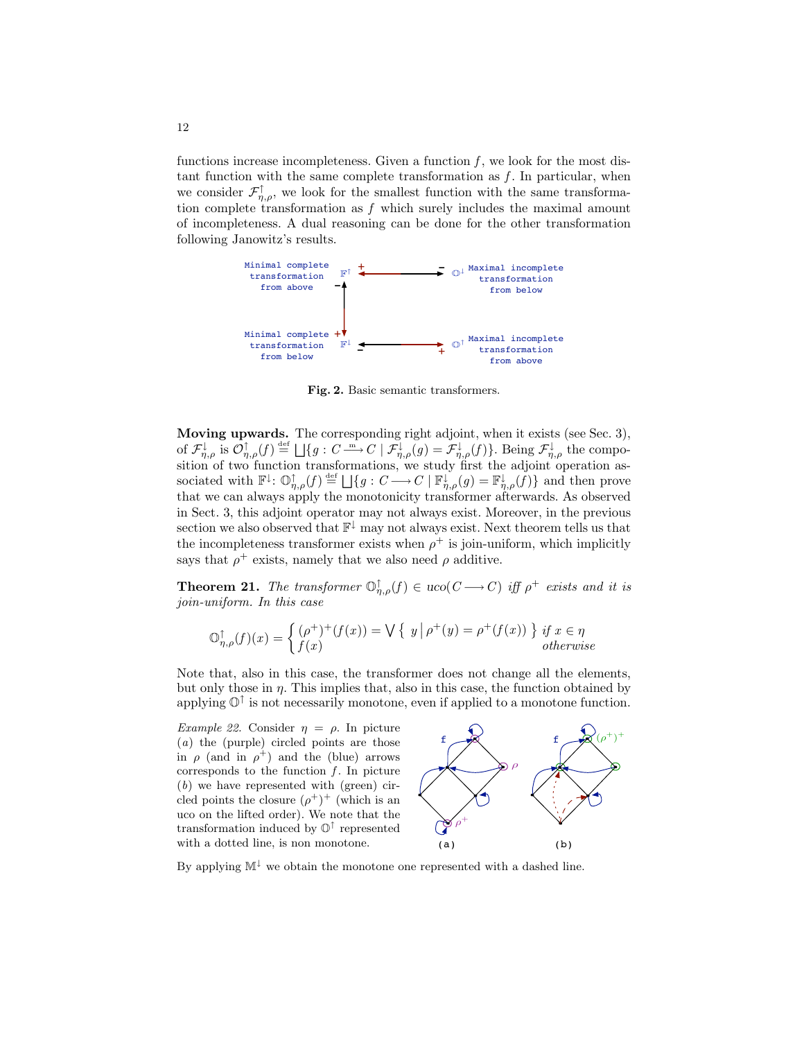functions increase incompleteness. Given a function $f$, we look for the most distant function with the same complete transformation as $f$. In particular, when we consider $\mathcal{F}^{\uparrow}_{\eta,\rho}$, we look for the smallest function with the same transformation complete transformation as $f$ which surely includes the maximal amount of incompleteness. A dual reasoning can be done for the other transformation following Janowitz's results.

**Fig. 2.** Basic semantic transformers.

**Moving upwards.** The corresponding right adjoint, when it exists (see Sec. 3), of $\mathcal{F}^{\downarrow}_{\eta,\rho}$ is $\mathcal{O}^{\uparrow}_{\eta,\rho}(f) \stackrel{\text{def}}{=} \bigsqcup\{g : C \xrightarrow{\text{m}} C \mid \mathcal{F}^{\downarrow}_{\eta,\rho}(g) = \mathcal{F}^{\downarrow}_{\eta,\rho}(f)\}$. Being $\mathcal{F}^{\downarrow}_{\eta,\rho}$ the composition of two function transformations, we study first the adjoint operation associated with $\mathbb{F}^{\downarrow}$: $\mathbb{O}^{\uparrow}_{\eta,\rho}(f) \stackrel{\text{def}}{=} \bigsqcup\{g : C \longrightarrow C \mid \mathbb{F}^{\downarrow}_{\eta,\rho}(g) = \mathbb{F}^{\downarrow}_{\eta,\rho}(f)\}$ and then prove that we can always apply the monotonicity transformer afterwards. As observed in Sect. 3, this adjoint operator may not always exist. Moreover, in the previous section we also observed that $\mathbb{F}^{\downarrow}$ may not always exist. Next theorem tells us that the incompleteness transformer exists when $\rho^{+}$ is join-uniform, which implicitly says that $\rho^{+}$ exists, namely that we also need $\rho$ additive.

**Theorem 21.** *The transformer $\mathbb{O}^{\uparrow}_{\eta,\rho}(f) \in uco(C \longrightarrow C)$ iff $\rho^{+}$ exists and it is join-uniform. In this case*

$$\mathbb{O}^{\uparrow}_{\eta,\rho}(f)(x) = \begin{cases} (\rho^{+})^{+}(f(x)) = \bigvee \left\{\, y \,\middle|\, \rho^{+}(y) = \rho^{+}(f(x)) \,\right\} & \textit{if } x \in \eta \\ f(x) & \textit{otherwise} \end{cases}$$

Note that, also in this case, the transformer does not change all the elements, but only those in $\eta$. This implies that, also in this case, the function obtained by applying $\mathbb{O}^{\uparrow}$ is not necessarily monotone, even if applied to a monotone function.

*Example 22.* Consider $\eta = \rho$. In picture $(a)$ the (purple) circled points are those in $\rho$ (and in $\rho^{+}$) and the (blue) arrows corresponds to the function $f$. In picture $(b)$ we have represented with (green) circled points the closure $(\rho^{+})^{+}$ (which is an uco on the lifted order). We note that the transformation induced by $\mathbb{O}^{\uparrow}$ represented with a dotted line, is non monotone.

By applying $\mathbb{M}^{\downarrow}$ we obtain the monotone one represented with a dashed line.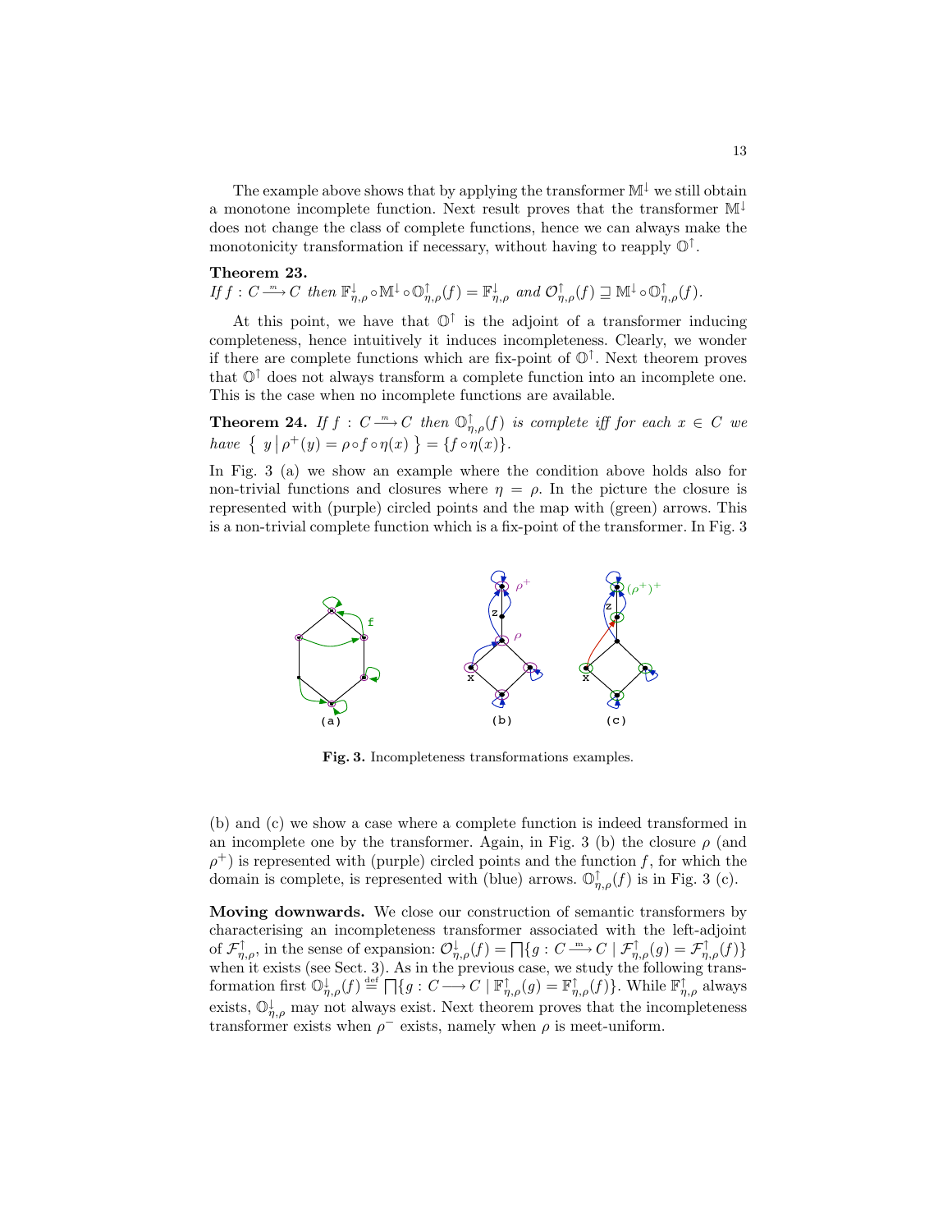The example above shows that by applying the transformer $\mathbb{M}^{\downarrow}$ we still obtain a monotone incomplete function. Next result proves that the transformer $\mathbb{M}^{\downarrow}$ does not change the class of complete functions, hence we can always make the monotonicity transformation if necessary, without having to reapply $\mathbb{O}^{\uparrow}$.

**Theorem 23.**
*If* $f : C \xrightarrow{m} C$ *then* $\mathbb{F}^{\downarrow}_{\eta,\rho} \circ \mathbb{M}^{\downarrow} \circ \mathbb{O}^{\uparrow}_{\eta,\rho}(f) = \mathbb{F}^{\downarrow}_{\eta,\rho}$ *and* $\mathcal{O}^{\uparrow}_{\eta,\rho}(f) \sqsupseteq \mathbb{M}^{\downarrow} \circ \mathbb{O}^{\uparrow}_{\eta,\rho}(f)$.

At this point, we have that $\mathbb{O}^{\uparrow}$ is the adjoint of a transformer inducing completeness, hence intuitively it induces incompleteness. Clearly, we wonder if there are complete functions which are fix-point of $\mathbb{O}^{\uparrow}$. Next theorem proves that $\mathbb{O}^{\uparrow}$ does not always transform a complete function into an incomplete one. This is the case when no incomplete functions are available.

**Theorem 24.** *If* $f : C \xrightarrow{m} C$ *then* $\mathbb{O}^{\uparrow}_{\eta,\rho}(f)$ *is complete iff for each* $x \in C$ *we have* $\{ \, y \mid \rho^{+}(y) = \rho \circ f \circ \eta(x) \, \} = \{ f \circ \eta(x) \}$.

In Fig. 3 (a) we show an example where the condition above holds also for non-trivial functions and closures where $\eta = \rho$. In the picture the closure is represented with (purple) circled points and the map with (green) arrows. This is a non-trivial complete function which is a fix-point of the transformer. In Fig. 3 (b) and (c) we show a case where a complete function is indeed transformed in an incomplete one by the transformer. Again, in Fig. 3 (b) the closure $\rho$ (and $\rho^{+}$) is represented with (purple) circled points and the function $f$, for which the domain is complete, is represented with (blue) arrows. $\mathbb{O}^{\uparrow}_{\eta,\rho}(f)$ is in Fig. 3 (c).

**Fig. 3.** Incompleteness transformations examples.

**Moving downwards.** We close our construction of semantic transformers by characterising an incompleteness transformer associated with the left-adjoint of $\mathcal{F}^{\uparrow}_{\eta,\rho}$, in the sense of expansion: $\mathcal{O}^{\downarrow}_{\eta,\rho}(f) = \bigsqcap\{g : C \xrightarrow{m} C \mid \mathcal{F}^{\uparrow}_{\eta,\rho}(g) = \mathcal{F}^{\uparrow}_{\eta,\rho}(f)\}$ when it exists (see Sect. 3). As in the previous case, we study the following transformation first $\mathbb{O}^{\downarrow}_{\eta,\rho}(f) \stackrel{\text{def}}{=} \bigsqcap\{g : C \longrightarrow C \mid \mathbb{F}^{\uparrow}_{\eta,\rho}(g) = \mathbb{F}^{\uparrow}_{\eta,\rho}(f)\}$. While $\mathbb{F}^{\uparrow}_{\eta,\rho}$ always exists, $\mathbb{O}^{\downarrow}_{\eta,\rho}$ may not always exist. Next theorem proves that the incompleteness transformer exists when $\rho^{-}$ exists, namely when $\rho$ is meet-uniform.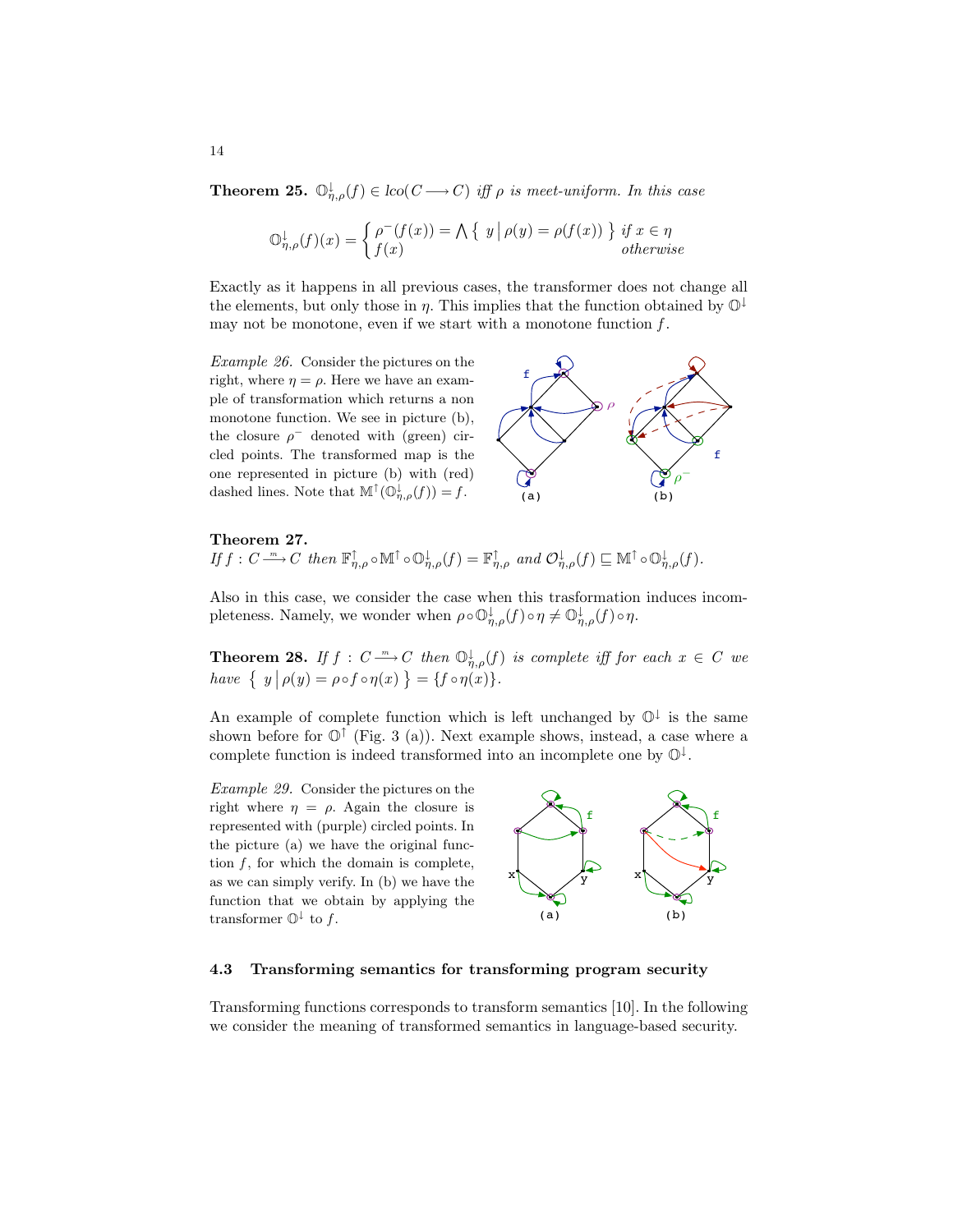**Theorem 25.** $\mathbb{O}^{\downarrow}_{\eta,\rho}(f) \in lco(C \longrightarrow C)$ *iff* $\rho$ *is meet-uniform. In this case*

$$\mathbb{O}^{\downarrow}_{\eta,\rho}(f)(x) = \begin{cases} \rho^{-}(f(x)) = \bigwedge \left\{ \ y \,\middle|\, \rho(y) = \rho(f(x)) \ \right\} & \text{if } x \in \eta \\ f(x) & \text{otherwise} \end{cases}$$

Exactly as it happens in all previous cases, the transformer does not change all the elements, but only those in $\eta$. This implies that the function obtained by $\mathbb{O}^{\downarrow}$ may not be monotone, even if we start with a monotone function $f$.

*Example 26.* Consider the pictures on the right, where $\eta = \rho$. Here we have an example of transformation which returns a non monotone function. We see in picture (b), the closure $\rho^{-}$ denoted with (green) circled points. The transformed map is the one represented in picture (b) with (red) dashed lines. Note that $\mathbb{M}^{\uparrow}(\mathbb{O}^{\downarrow}_{\eta,\rho}(f)) = f$.

**Theorem 27.**
*If* $f : C \xrightarrow{m} C$ *then* $\mathbb{F}^{\uparrow}_{\eta,\rho} \circ \mathbb{M}^{\uparrow} \circ \mathbb{O}^{\downarrow}_{\eta,\rho}(f) = \mathbb{F}^{\uparrow}_{\eta,\rho}$ *and* $\mathcal{O}^{\downarrow}_{\eta,\rho}(f) \sqsubseteq \mathbb{M}^{\uparrow} \circ \mathbb{O}^{\downarrow}_{\eta,\rho}(f)$.

Also in this case, we consider the case when this trasformation induces incompleteness. Namely, we wonder when $\rho \circ \mathbb{O}^{\downarrow}_{\eta,\rho}(f) \circ \eta \neq \mathbb{O}^{\downarrow}_{\eta,\rho}(f) \circ \eta$.

**Theorem 28.** *If* $f : C \xrightarrow{m} C$ *then* $\mathbb{O}^{\downarrow}_{\eta,\rho}(f)$ *is complete iff for each* $x \in C$ *we have* $\left\{ \ y \,\middle|\, \rho(y) = \rho \circ f \circ \eta(x) \ \right\} = \{f \circ \eta(x)\}$.

An example of complete function which is left unchanged by $\mathbb{O}^{\downarrow}$ is the same shown before for $\mathbb{O}^{\uparrow}$ (Fig. 3 (a)). Next example shows, instead, a case where a complete function is indeed transformed into an incomplete one by $\mathbb{O}^{\downarrow}$.

*Example 29.* Consider the pictures on the right where $\eta = \rho$. Again the closure is represented with (purple) circled points. In the picture (a) we have the original function $f$, for which the domain is complete, as we can simply verify. In (b) we have the function that we obtain by applying the transformer $\mathbb{O}^{\downarrow}$ to $f$.

### 4.3 Transforming semantics for transforming program security

Transforming functions corresponds to transform semantics [10]. In the following we consider the meaning of transformed semantics in language-based security.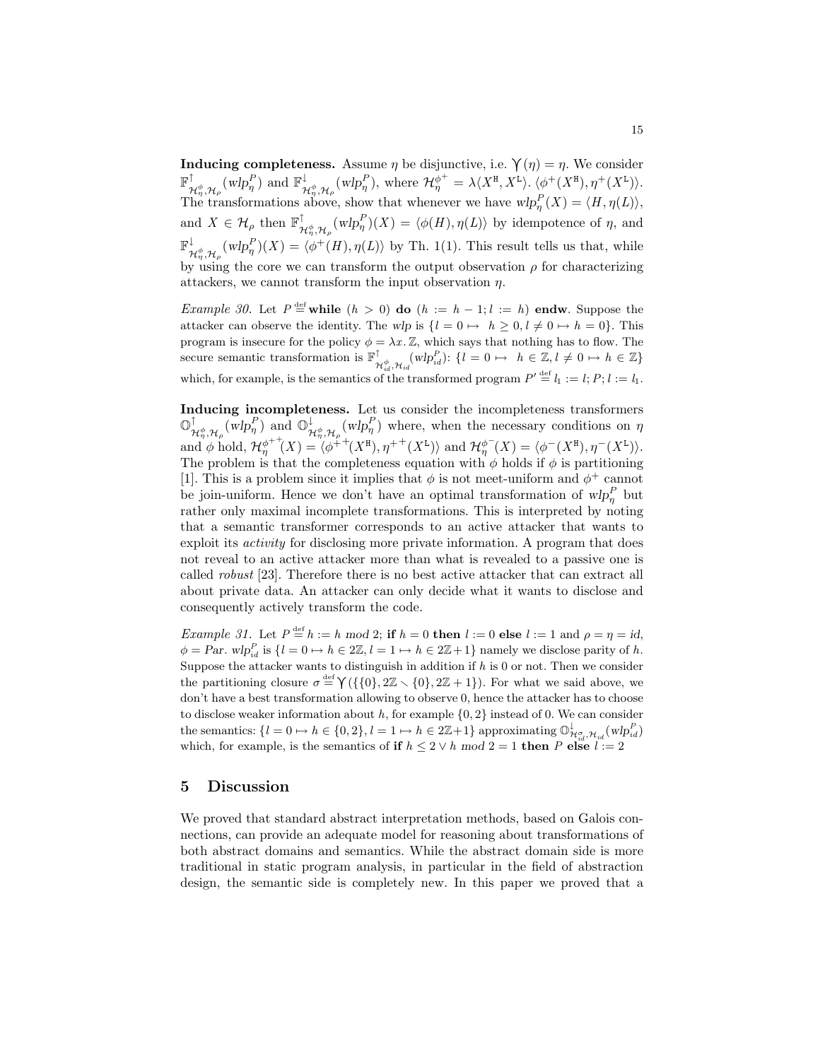**Inducing completeness.** Assume $\eta$ be disjunctive, i.e. $\curlyvee(\eta) = \eta$. We consider $\mathbb{F}^{\uparrow}_{\mathcal{H}^{\phi}_{\eta},\mathcal{H}_{\rho}}(wlp^{P}_{\eta})$ and $\mathbb{F}^{\downarrow}_{\mathcal{H}^{\phi}_{\eta},\mathcal{H}_{\rho}}(wlp^{P}_{\eta})$, where $\mathcal{H}^{\phi^+}_{\eta} = \lambda\langle X^{\mathtt{H}}, X^{\mathtt{L}}\rangle.\ \langle \phi^+(X^{\mathtt{H}}), \eta^+(X^{\mathtt{L}})\rangle$. The transformations above, show that whenever we have $wlp^{P}_{\eta}(X) = \langle H, \eta(L)\rangle$, and $X \in \mathcal{H}_{\rho}$ then $\mathbb{F}^{\uparrow}_{\mathcal{H}^{\phi}_{\eta},\mathcal{H}_{\rho}}(wlp^{P}_{\eta})(X) = \langle \phi(H), \eta(L)\rangle$ by idempotence of $\eta$, and $\mathbb{F}^{\downarrow}_{\mathcal{H}^{\phi}_{\eta},\mathcal{H}_{\rho}}(wlp^{P}_{\eta})(X) = \langle \phi^+(H), \eta(L)\rangle$ by Th. 1(1). This result tells us that, while by using the core we can transform the output observation $\rho$ for characterizing attackers, we cannot transform the input observation $\eta$.

*Example 30.* Let $P \stackrel{\text{def}}{=}$ **while** $(h > 0)$ **do** $(h := h - 1; l := h)$ **endw**. Suppose the attacker can observe the identity. The *wlp* is $\{l = 0 \mapsto\ h \geq 0, l \neq 0 \mapsto h = 0\}$. This program is insecure for the policy $\phi = \lambda x.\mathbb{Z}$, which says that nothing has to flow. The secure semantic transformation is $\mathbb{F}^{\uparrow}_{\mathcal{H}^{\phi}_{id},\mathcal{H}_{id}}(wlp^{P}_{id})$: $\{l = 0 \mapsto\ h \in \mathbb{Z}, l \neq 0 \mapsto h \in \mathbb{Z}\}$ which, for example, is the semantics of the transformed program $P' \stackrel{\text{def}}{=} l_1 := l; P; l := l_1$.

**Inducing incompleteness.** Let us consider the incompleteness transformers $\mathbb{O}^{\uparrow}_{\mathcal{H}^{\phi}_{\eta},\mathcal{H}_{\rho}}(wlp^{P}_{\eta})$ and $\mathbb{O}^{\downarrow}_{\mathcal{H}^{\phi}_{\eta},\mathcal{H}_{\rho}}(wlp^{P}_{\eta})$ where, when the necessary conditions on $\eta$ and $\phi$ hold, $\mathcal{H}^{\phi^{++}}_{\eta}(X) = \langle \phi^{++}(X^{\mathtt{H}}), \eta^{++}(X^{\mathtt{L}})\rangle$ and $\mathcal{H}^{\phi^-}_{\eta}(X) = \langle \phi^-(X^{\mathtt{H}}), \eta^-(X^{\mathtt{L}})\rangle$. The problem is that the completeness equation with $\phi$ holds if $\phi$ is partitioning [1]. This is a problem since it implies that $\phi$ is not meet-uniform and $\phi^+$ cannot be join-uniform. Hence we don't have an optimal transformation of $wlp^{P}_{\eta}$ but rather only maximal incomplete transformations. This is interpreted by noting that a semantic transformer corresponds to an active attacker that wants to exploit its *activity* for disclosing more private information. A program that does not reveal to an active attacker more than what is revealed to a passive one is called *robust* [23]. Therefore there is no best active attacker that can extract all about private data. An attacker can only decide what it wants to disclose and consequently actively transform the code.

*Example 31.* Let $P \stackrel{\text{def}}{=} h := h\ mod\ 2$; **if** $h = 0$ **then** $l := 0$ **else** $l := 1$ and $\rho = \eta = id$, $\phi = Par$. $wlp^{P}_{id}$ is $\{l = 0 \mapsto h \in 2\mathbb{Z}, l = 1 \mapsto h \in 2\mathbb{Z}{+}1\}$ namely we disclose parity of $h$. Suppose the attacker wants to distinguish in addition if $h$ is 0 or not. Then we consider the partitioning closure $\sigma \stackrel{\text{def}}{=} \curlyvee(\{\{0\}, 2\mathbb{Z} \smallsetminus \{0\}, 2\mathbb{Z}+1\})$. For what we said above, we don't have a best transformation allowing to observe 0, hence the attacker has to choose to disclose weaker information about $h$, for example $\{0, 2\}$ instead of 0. We can consider the semantics: $\{l = 0 \mapsto h \in \{0, 2\}, l = 1 \mapsto h \in 2\mathbb{Z}{+}1\}$ approximating $\mathbb{O}^{\downarrow}_{\mathcal{H}^{\sigma}_{id},\mathcal{H}_{id}}(wlp^{P}_{id})$ which, for example, is the semantics of **if** $h \leq 2 \vee h\ mod\ 2 = 1$ **then** $P$ **else** $l := 2$

## 5 Discussion

We proved that standard abstract interpretation methods, based on Galois connections, can provide an adequate model for reasoning about transformations of both abstract domains and semantics. While the abstract domain side is more traditional in static program analysis, in particular in the field of abstraction design, the semantic side is completely new. In this paper we proved that a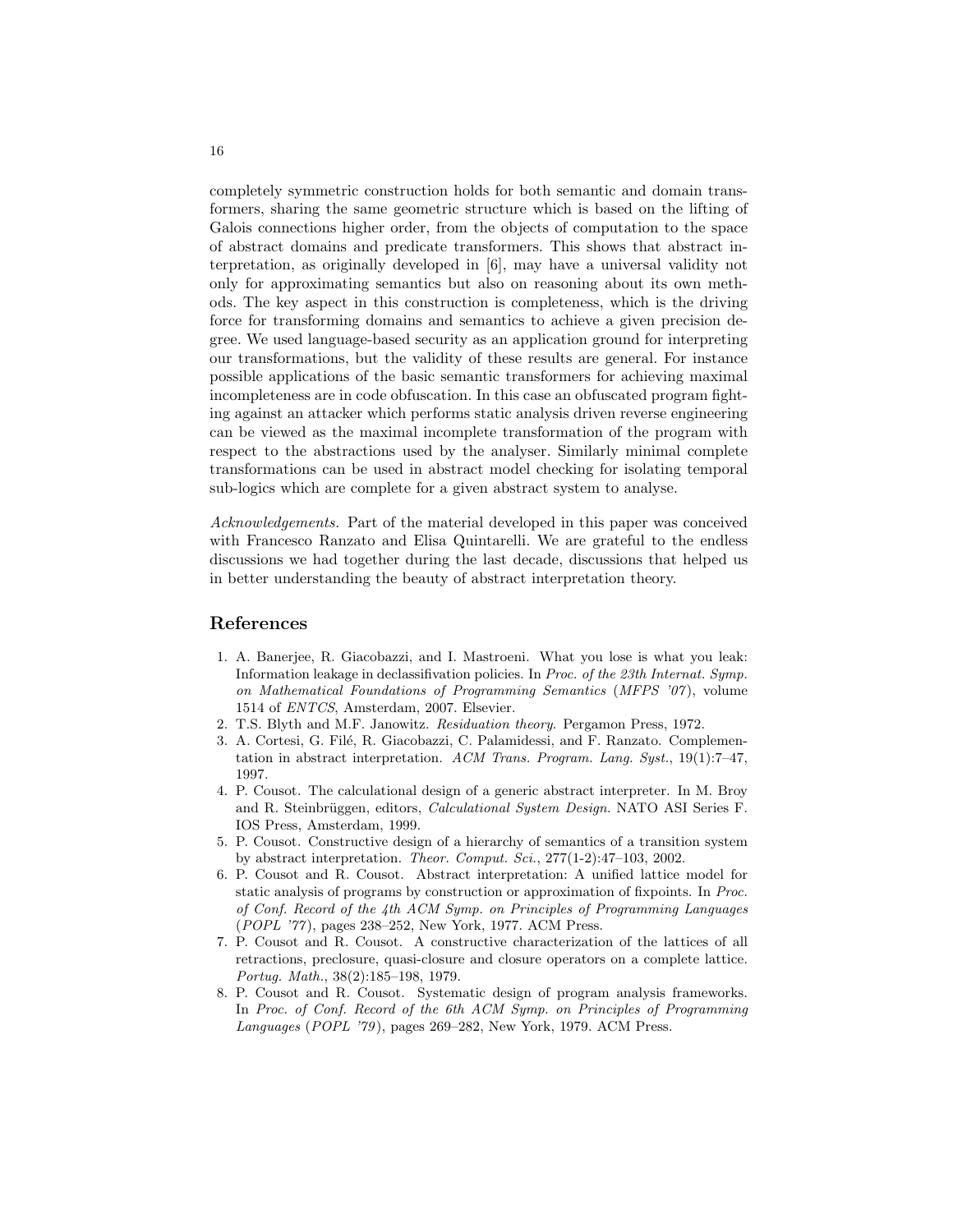completely symmetric construction holds for both semantic and domain transformers, sharing the same geometric structure which is based on the lifting of Galois connections higher order, from the objects of computation to the space of abstract domains and predicate transformers. This shows that abstract interpretation, as originally developed in [6], may have a universal validity not only for approximating semantics but also on reasoning about its own methods. The key aspect in this construction is completeness, which is the driving force for transforming domains and semantics to achieve a given precision degree. We used language-based security as an application ground for interpreting our transformations, but the validity of these results are general. For instance possible applications of the basic semantic transformers for achieving maximal incompleteness are in code obfuscation. In this case an obfuscated program fighting against an attacker which performs static analysis driven reverse engineering can be viewed as the maximal incomplete transformation of the program with respect to the abstractions used by the analyser. Similarly minimal complete transformations can be used in abstract model checking for isolating temporal sub-logics which are complete for a given abstract system to analyse.

*Acknowledgements.* Part of the material developed in this paper was conceived with Francesco Ranzato and Elisa Quintarelli. We are grateful to the endless discussions we had together during the last decade, discussions that helped us in better understanding the beauty of abstract interpretation theory.

## References

1. A. Banerjee, R. Giacobazzi, and I. Mastroeni. What you lose is what you leak: Information leakage in declassifivation policies. In *Proc. of the 23th Internat. Symp. on Mathematical Foundations of Programming Semantics* (*MFPS '07*), volume 1514 of *ENTCS*, Amsterdam, 2007. Elsevier.
2. T.S. Blyth and M.F. Janowitz. *Residuation theory.* Pergamon Press, 1972.
3. A. Cortesi, G. Filé, R. Giacobazzi, C. Palamidessi, and F. Ranzato. Complementation in abstract interpretation. *ACM Trans. Program. Lang. Syst.*, 19(1):7–47, 1997.
4. P. Cousot. The calculational design of a generic abstract interpreter. In M. Broy and R. Steinbrüggen, editors, *Calculational System Design.* NATO ASI Series F. IOS Press, Amsterdam, 1999.
5. P. Cousot. Constructive design of a hierarchy of semantics of a transition system by abstract interpretation. *Theor. Comput. Sci.*, 277(1-2):47–103, 2002.
6. P. Cousot and R. Cousot. Abstract interpretation: A unified lattice model for static analysis of programs by construction or approximation of fixpoints. In *Proc. of Conf. Record of the 4th ACM Symp. on Principles of Programming Languages* (*POPL '77*), pages 238–252, New York, 1977. ACM Press.
7. P. Cousot and R. Cousot. A constructive characterization of the lattices of all retractions, preclosure, quasi-closure and closure operators on a complete lattice. *Portug. Math.*, 38(2):185–198, 1979.
8. P. Cousot and R. Cousot. Systematic design of program analysis frameworks. In *Proc. of Conf. Record of the 6th ACM Symp. on Principles of Programming Languages* (*POPL '79*), pages 269–282, New York, 1979. ACM Press.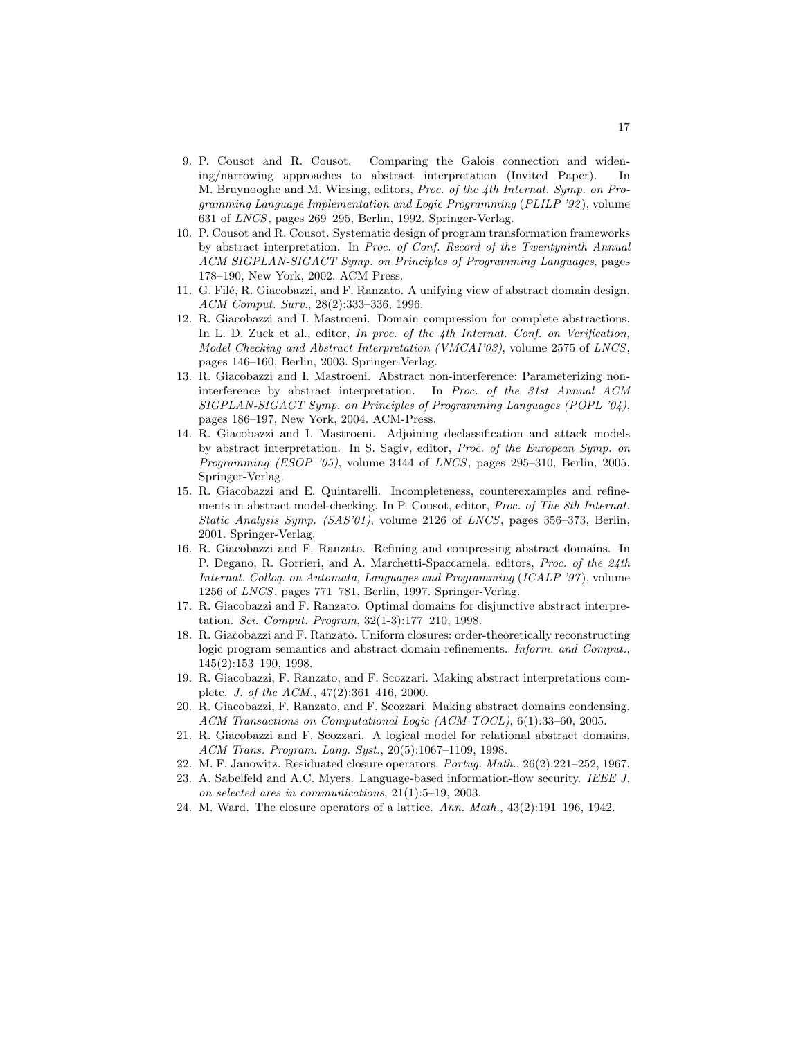9. P. Cousot and R. Cousot. Comparing the Galois connection and widening/narrowing approaches to abstract interpretation (Invited Paper). In M. Bruynooghe and M. Wirsing, editors, *Proc. of the 4th Internat. Symp. on Programming Language Implementation and Logic Programming (PLILP '92)*, volume 631 of *LNCS*, pages 269–295, Berlin, 1992. Springer-Verlag.
10. P. Cousot and R. Cousot. Systematic design of program transformation frameworks by abstract interpretation. In *Proc. of Conf. Record of the Twentyninth Annual ACM SIGPLAN-SIGACT Symp. on Principles of Programming Languages*, pages 178–190, New York, 2002. ACM Press.
11. G. Filé, R. Giacobazzi, and F. Ranzato. A unifying view of abstract domain design. *ACM Comput. Surv.*, 28(2):333–336, 1996.
12. R. Giacobazzi and I. Mastroeni. Domain compression for complete abstractions. In L. D. Zuck et al., editor, *In proc. of the 4th Internat. Conf. on Verification, Model Checking and Abstract Interpretation (VMCAI'03)*, volume 2575 of *LNCS*, pages 146–160, Berlin, 2003. Springer-Verlag.
13. R. Giacobazzi and I. Mastroeni. Abstract non-interference: Parameterizing non-interference by abstract interpretation. In *Proc. of the 31st Annual ACM SIGPLAN-SIGACT Symp. on Principles of Programming Languages (POPL '04)*, pages 186–197, New York, 2004. ACM-Press.
14. R. Giacobazzi and I. Mastroeni. Adjoining declassification and attack models by abstract interpretation. In S. Sagiv, editor, *Proc. of the European Symp. on Programming (ESOP '05)*, volume 3444 of *LNCS*, pages 295–310, Berlin, 2005. Springer-Verlag.
15. R. Giacobazzi and E. Quintarelli. Incompleteness, counterexamples and refinements in abstract model-checking. In P. Cousot, editor, *Proc. of The 8th Internat. Static Analysis Symp. (SAS'01)*, volume 2126 of *LNCS*, pages 356–373, Berlin, 2001. Springer-Verlag.
16. R. Giacobazzi and F. Ranzato. Refining and compressing abstract domains. In P. Degano, R. Gorrieri, and A. Marchetti-Spaccamela, editors, *Proc. of the 24th Internat. Colloq. on Automata, Languages and Programming (ICALP '97)*, volume 1256 of *LNCS*, pages 771–781, Berlin, 1997. Springer-Verlag.
17. R. Giacobazzi and F. Ranzato. Optimal domains for disjunctive abstract interpretation. *Sci. Comput. Program*, 32(1-3):177–210, 1998.
18. R. Giacobazzi and F. Ranzato. Uniform closures: order-theoretically reconstructing logic program semantics and abstract domain refinements. *Inform. and Comput.*, 145(2):153–190, 1998.
19. R. Giacobazzi, F. Ranzato, and F. Scozzari. Making abstract interpretations complete. *J. of the ACM.*, 47(2):361–416, 2000.
20. R. Giacobazzi, F. Ranzato, and F. Scozzari. Making abstract domains condensing. *ACM Transactions on Computational Logic (ACM-TOCL)*, 6(1):33–60, 2005.
21. R. Giacobazzi and F. Scozzari. A logical model for relational abstract domains. *ACM Trans. Program. Lang. Syst.*, 20(5):1067–1109, 1998.
22. M. F. Janowitz. Residuated closure operators. *Portug. Math.*, 26(2):221–252, 1967.
23. A. Sabelfeld and A.C. Myers. Language-based information-flow security. *IEEE J. on selected ares in communications*, 21(1):5–19, 2003.
24. M. Ward. The closure operators of a lattice. *Ann. Math.*, 43(2):191–196, 1942.